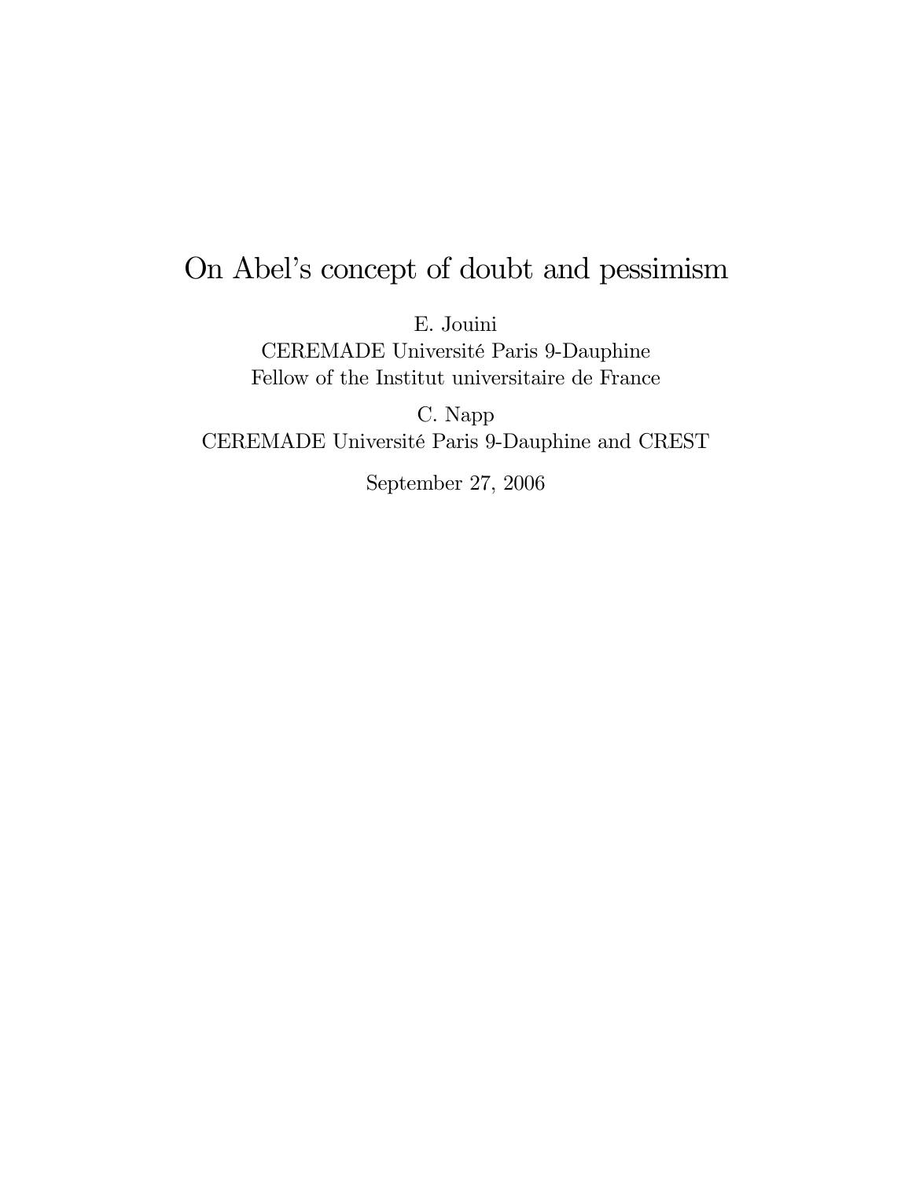# On Abel's concept of doubt and pessimism

E. Jouini
CEREMADE Université Paris 9-Dauphine
Fellow of the Institut universitaire de France

C. Napp
CEREMADE Université Paris 9-Dauphine and CREST

September 27, 2006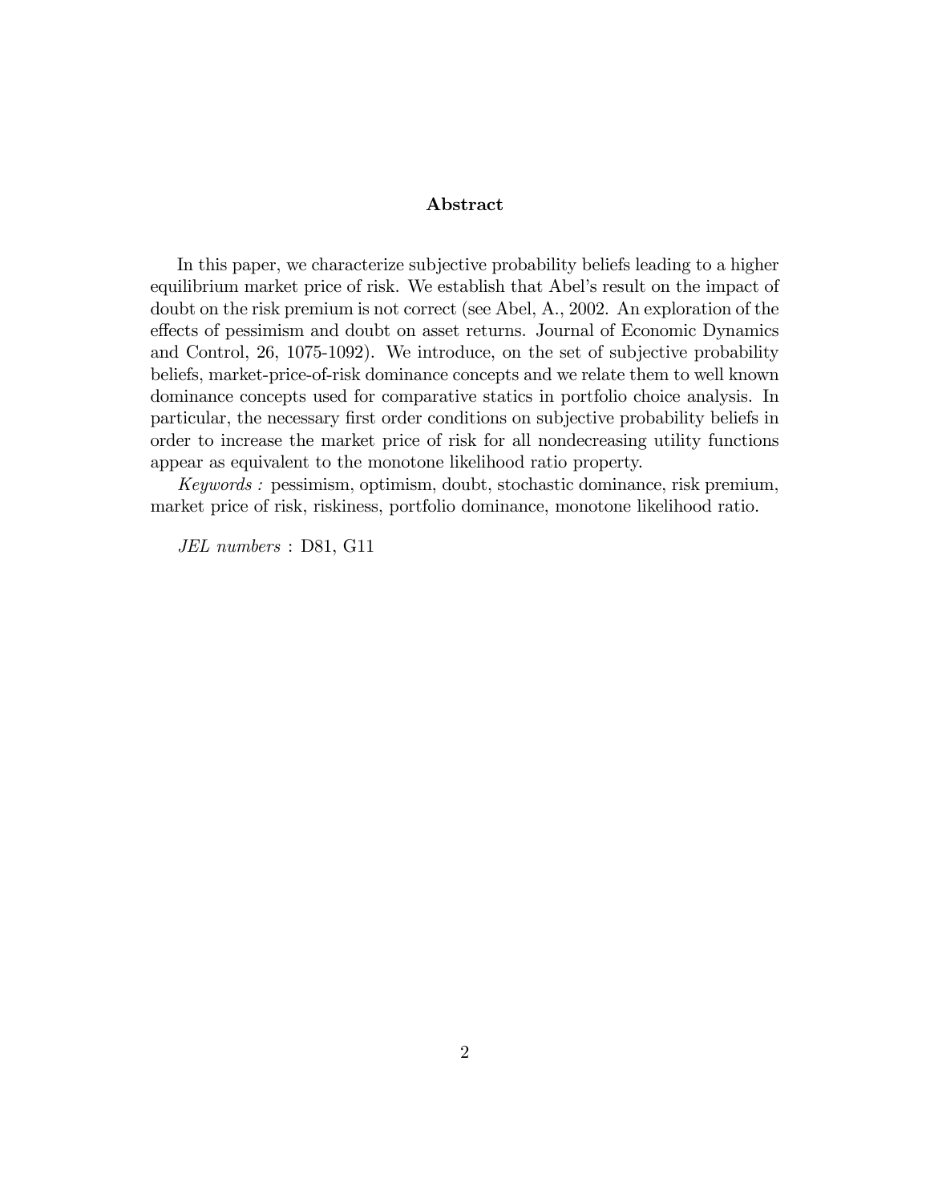## Abstract

In this paper, we characterize subjective probability beliefs leading to a higher equilibrium market price of risk. We establish that Abel's result on the impact of doubt on the risk premium is not correct (see Abel, A., 2002. An exploration of the effects of pessimism and doubt on asset returns. Journal of Economic Dynamics and Control, 26, 1075-1092). We introduce, on the set of subjective probability beliefs, market-price-of-risk dominance concepts and we relate them to well known dominance concepts used for comparative statics in portfolio choice analysis. In particular, the necessary first order conditions on subjective probability beliefs in order to increase the market price of risk for all nondecreasing utility functions appear as equivalent to the monotone likelihood ratio property.

*Keywords :* pessimism, optimism, doubt, stochastic dominance, risk premium, market price of risk, riskiness, portfolio dominance, monotone likelihood ratio.

*JEL numbers* : D81, G11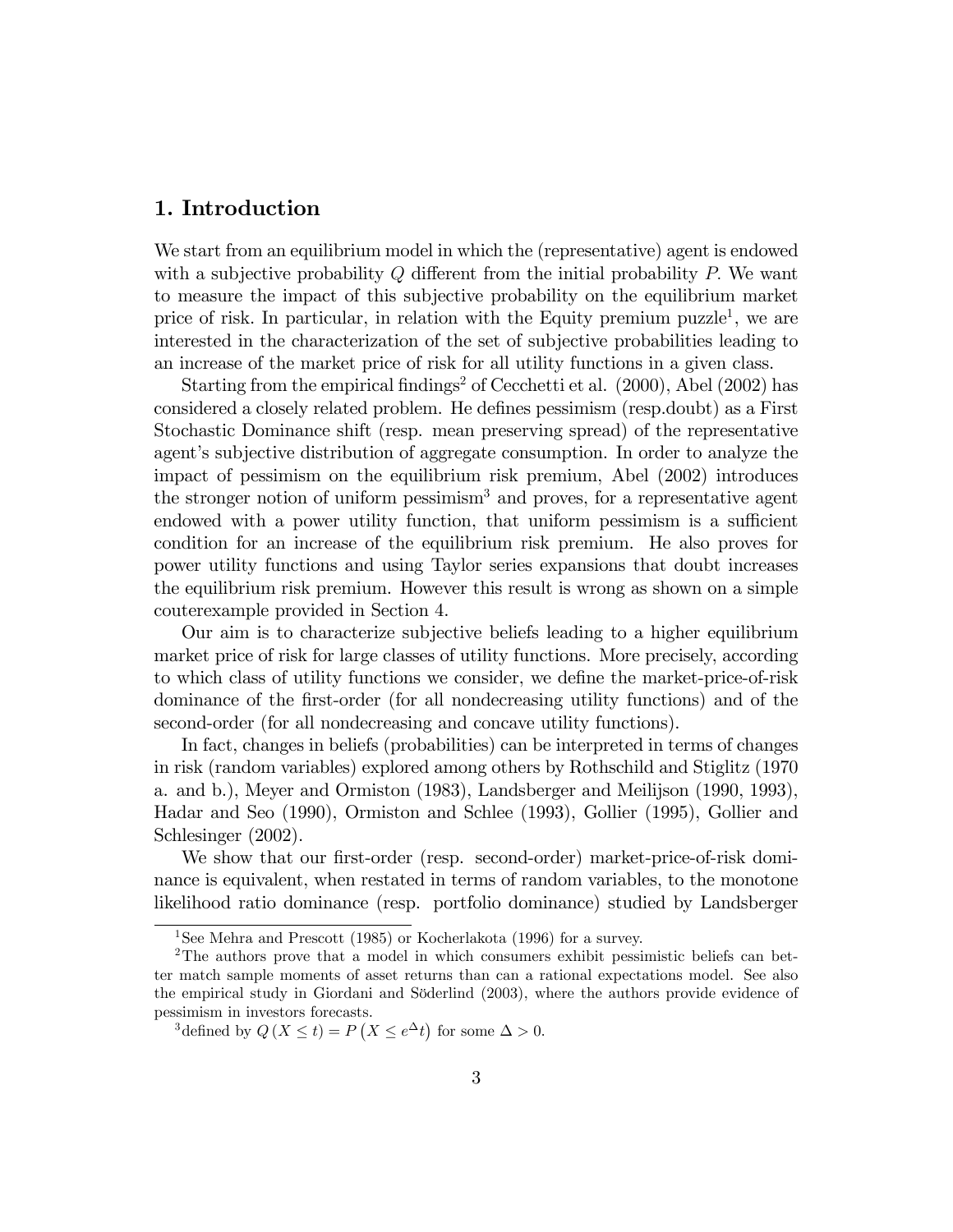## 1. Introduction

We start from an equilibrium model in which the (representative) agent is endowed with a subjective probability $Q$ different from the initial probability $P$. We want to measure the impact of this subjective probability on the equilibrium market price of risk. In particular, in relation with the Equity premium puzzle[1], we are interested in the characterization of the set of subjective probabilities leading to an increase of the market price of risk for all utility functions in a given class.

Starting from the empirical findings[2] of Cecchetti et al. (2000), Abel (2002) has considered a closely related problem. He defines pessimism (resp.doubt) as a First Stochastic Dominance shift (resp. mean preserving spread) of the representative agent's subjective distribution of aggregate consumption. In order to analyze the impact of pessimism on the equilibrium risk premium, Abel (2002) introduces the stronger notion of uniform pessimism[3] and proves, for a representative agent endowed with a power utility function, that uniform pessimism is a sufficient condition for an increase of the equilibrium risk premium. He also proves for power utility functions and using Taylor series expansions that doubt increases the equilibrium risk premium. However this result is wrong as shown on a simple couterexample provided in Section 4.

Our aim is to characterize subjective beliefs leading to a higher equilibrium market price of risk for large classes of utility functions. More precisely, according to which class of utility functions we consider, we define the market-price-of-risk dominance of the first-order (for all nondecreasing utility functions) and of the second-order (for all nondecreasing and concave utility functions).

In fact, changes in beliefs (probabilities) can be interpreted in terms of changes in risk (random variables) explored among others by Rothschild and Stiglitz (1970 a. and b.), Meyer and Ormiston (1983), Landsberger and Meilijson (1990, 1993), Hadar and Seo (1990), Ormiston and Schlee (1993), Gollier (1995), Gollier and Schlesinger (2002).

We show that our first-order (resp. second-order) market-price-of-risk dominance is equivalent, when restated in terms of random variables, to the monotone likelihood ratio dominance (resp. portfolio dominance) studied by Landsberger

[1] See Mehra and Prescott (1985) or Kocherlakota (1996) for a survey.

[2] The authors prove that a model in which consumers exhibit pessimistic beliefs can better match sample moments of asset returns than can a rational expectations model. See also the empirical study in Giordani and Söderlind (2003), where the authors provide evidence of pessimism in investors forecasts.

[3] defined by $Q(X \leq t) = P\left(X \leq e^{\Delta} t\right)$ for some $\Delta > 0$.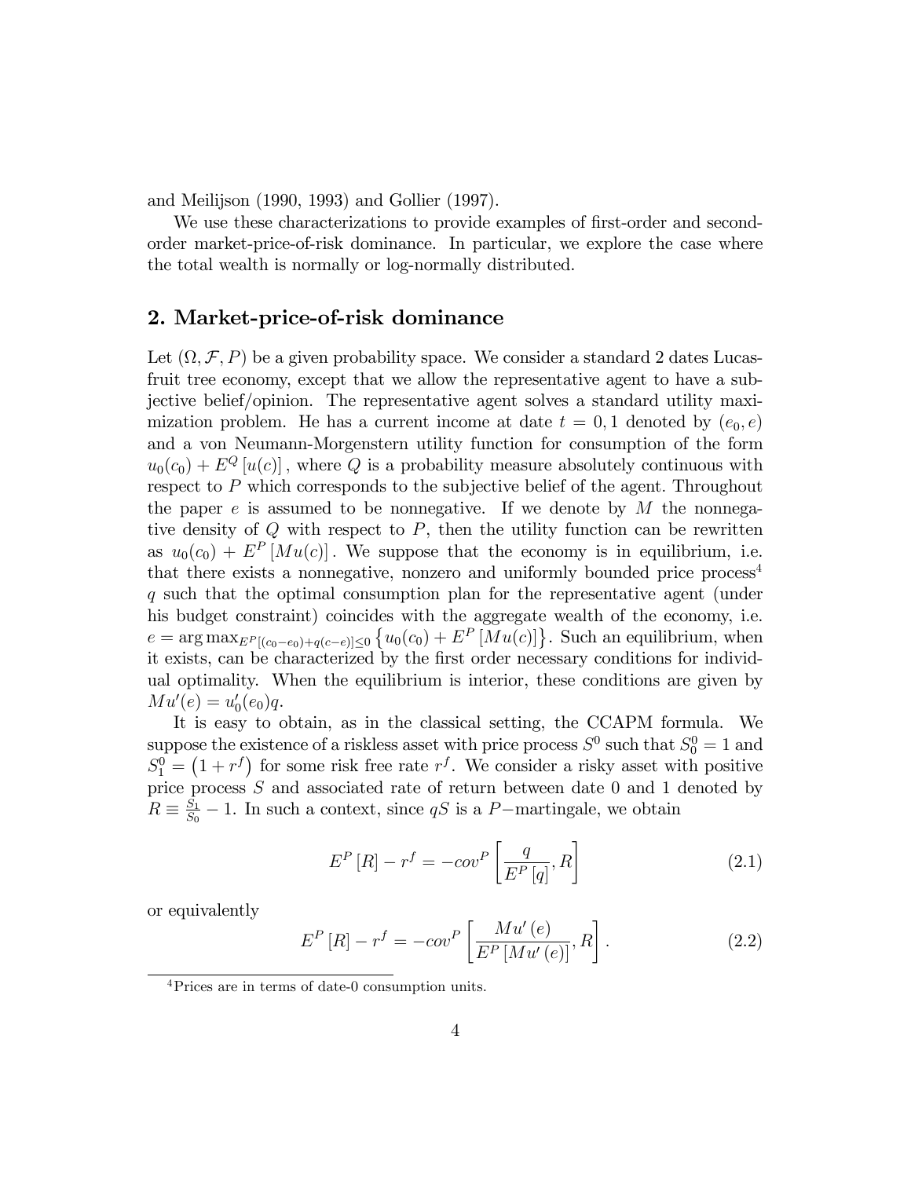and Meilijson (1990, 1993) and Gollier (1997).

We use these characterizations to provide examples of first-order and second-order market-price-of-risk dominance. In particular, we explore the case where the total wealth is normally or log-normally distributed.

## 2. Market-price-of-risk dominance

Let $(\Omega, \mathcal{F}, P)$ be a given probability space. We consider a standard 2 dates Lucas-fruit tree economy, except that we allow the representative agent to have a subjective belief/opinion. The representative agent solves a standard utility maximization problem. He has a current income at date $t = 0, 1$ denoted by $(e_0, e)$ and a von Neumann-Morgenstern utility function for consumption of the form $u_0(c_0) + E^Q[u(c)]$, where $Q$ is a probability measure absolutely continuous with respect to $P$ which corresponds to the subjective belief of the agent. Throughout the paper $e$ is assumed to be nonnegative. If we denote by $M$ the nonnegative density of $Q$ with respect to $P$, then the utility function can be rewritten as $u_0(c_0) + E^P[Mu(c)]$. We suppose that the economy is in equilibrium, i.e. that there exists a nonnegative, nonzero and uniformly bounded price process[4] $q$ such that the optimal consumption plan for the representative agent (under his budget constraint) coincides with the aggregate wealth of the economy, i.e. $e = \arg\max_{E^P[(c_0 - e_0) + q(c-e)] \leq 0} \left\{ u_0(c_0) + E^P[Mu(c)] \right\}$. Such an equilibrium, when it exists, can be characterized by the first order necessary conditions for individual optimality. When the equilibrium is interior, these conditions are given by $Mu'(e) = u_0'(e_0)q$.

It is easy to obtain, as in the classical setting, the CCAPM formula. We suppose the existence of a riskless asset with price process $S^0$ such that $S_0^0 = 1$ and $S_1^0 = \left(1 + r^f\right)$ for some risk free rate $r^f$. We consider a risky asset with positive price process $S$ and associated rate of return between date 0 and 1 denoted by $R \equiv \frac{S_1}{S_0} - 1$. In such a context, since $qS$ is a $P-$martingale, we obtain

$$E^P[R] - r^f = -cov^P\left[\frac{q}{E^P[q]}, R\right] \tag{2.1}$$

or equivalently

$$E^P[R] - r^f = -cov^P\left[\frac{Mu'(e)}{E^P[Mu'(e)]}, R\right]. \tag{2.2}$$

[4] Prices are in terms of date-0 consumption units.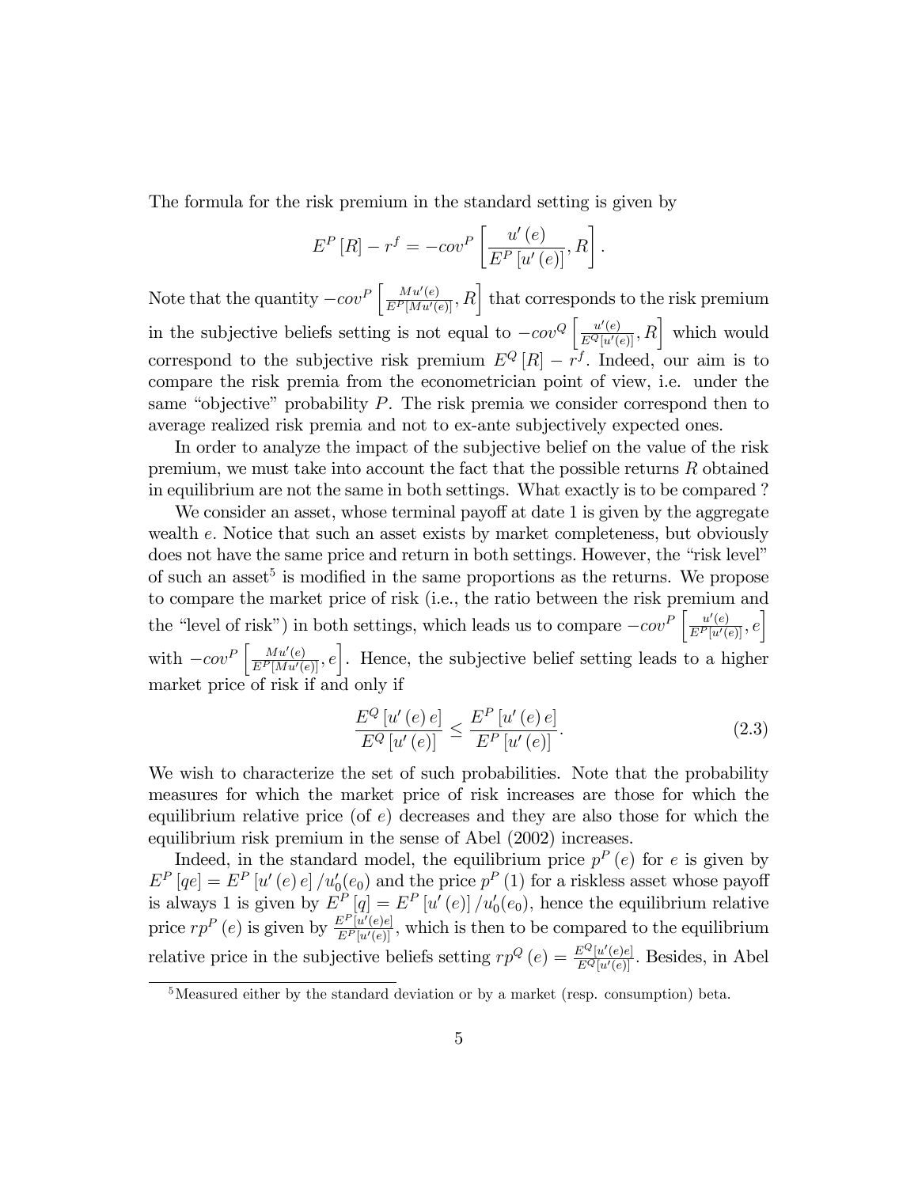The formula for the risk premium in the standard setting is given by

$$E^P[R] - r^f = -cov^P\left[\frac{u'(e)}{E^P[u'(e)]}, R\right].$$

Note that the quantity $-cov^P\left[\frac{Mu'(e)}{E^P[Mu'(e)]}, R\right]$ that corresponds to the risk premium in the subjective beliefs setting is not equal to $-cov^Q\left[\frac{u'(e)}{E^Q[u'(e)]}, R\right]$ which would correspond to the subjective risk premium $E^Q[R] - r^f$. Indeed, our aim is to compare the risk premia from the econometrician point of view, i.e. under the same "objective" probability $P$. The risk premia we consider correspond then to average realized risk premia and not to ex-ante subjectively expected ones.

In order to analyze the impact of the subjective belief on the value of the risk premium, we must take into account the fact that the possible returns $R$ obtained in equilibrium are not the same in both settings. What exactly is to be compared ?

We consider an asset, whose terminal payoff at date 1 is given by the aggregate wealth $e$. Notice that such an asset exists by market completeness, but obviously does not have the same price and return in both settings. However, the "risk level" of such an asset[5] is modified in the same proportions as the returns. We propose to compare the market price of risk (i.e., the ratio between the risk premium and the "level of risk") in both settings, which leads us to compare $-cov^P\left[\frac{u'(e)}{E^P[u'(e)]}, e\right]$ with $-cov^P\left[\frac{Mu'(e)}{E^P[Mu'(e)]}, e\right]$. Hence, the subjective belief setting leads to a higher market price of risk if and only if

$$\frac{E^Q[u'(e)\,e]}{E^Q[u'(e)]} \leq \frac{E^P[u'(e)\,e]}{E^P[u'(e)]}. \tag{2.3}$$

We wish to characterize the set of such probabilities. Note that the probability measures for which the market price of risk increases are those for which the equilibrium relative price (of $e$) decreases and they are also those for which the equilibrium risk premium in the sense of Abel (2002) increases.

Indeed, in the standard model, the equilibrium price $p^P(e)$ for $e$ is given by $E^P[qe] = E^P[u'(e)\,e]/u_0'(e_0)$ and the price $p^P(1)$ for a riskless asset whose payoff is always 1 is given by $E^P[q] = E^P[u'(e)]/u_0'(e_0)$, hence the equilibrium relative price $rp^P(e)$ is given by $\frac{E^P[u'(e)e]}{E^P[u'(e)]}$, which is then to be compared to the equilibrium relative price in the subjective beliefs setting $rp^Q(e) = \frac{E^Q[u'(e)e]}{E^Q[u'(e)]}$. Besides, in Abel

[5] Measured either by the standard deviation or by a market (resp. consumption) beta.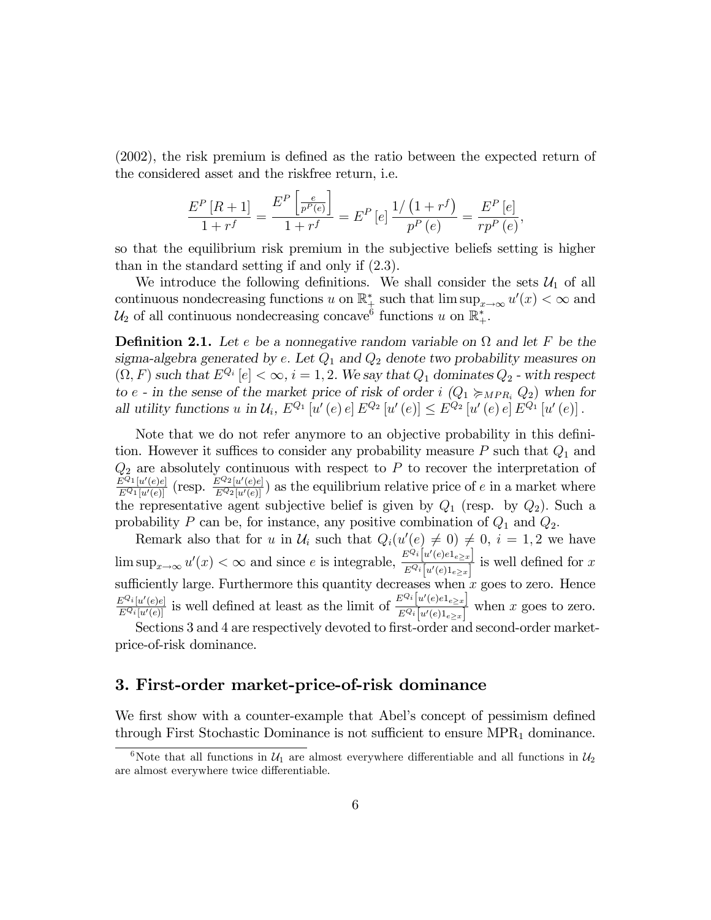(2002), the risk premium is defined as the ratio between the expected return of the considered asset and the riskfree return, i.e.

$$\frac{E^P[R+1]}{1+r^f} = \frac{E^P\left[\frac{e}{p^P(e)}\right]}{1+r^f} = E^P[e]\frac{1/\left(1+r^f\right)}{p^P(e)} = \frac{E^P[e]}{rp^P(e)},$$

so that the equilibrium risk premium in the subjective beliefs setting is higher than in the standard setting if and only if (2.3).

We introduce the following definitions. We shall consider the sets $\mathcal{U}_1$ of all continuous nondecreasing functions $u$ on $\mathbb{R}_+^*$ such that $\limsup_{x\to\infty} u'(x) < \infty$ and $\mathcal{U}_2$ of all continuous nondecreasing concave[6] functions $u$ on $\mathbb{R}_+^*$.

**Definition 2.1.** *Let $e$ be a nonnegative random variable on $\Omega$ and let $F$ be the sigma-algebra generated by $e$. Let $Q_1$ and $Q_2$ denote two probability measures on $(\Omega, F)$ such that $E^{Q_i}[e] < \infty$, $i = 1, 2$. We say that $Q_1$ dominates $Q_2$ - with respect to $e$ - in the sense of the market price of risk of order $i$ ($Q_1 \succcurlyeq_{MPR_i} Q_2$) when for all utility functions $u$ in $\mathcal{U}_i$, $E^{Q_1}[u'(e)e]E^{Q_2}[u'(e)] \leq E^{Q_2}[u'(e)e]E^{Q_1}[u'(e)]$.*

Note that we do not refer anymore to an objective probability in this definition. However it suffices to consider any probability measure $P$ such that $Q_1$ and $Q_2$ are absolutely continuous with respect to $P$ to recover the interpretation of $\frac{E^{Q_1}[u'(e)e]}{E^{Q_1}[u'(e)]}$ (resp. $\frac{E^{Q_2}[u'(e)e]}{E^{Q_2}[u'(e)]}$) as the equilibrium relative price of $e$ in a market where the representative agent subjective belief is given by $Q_1$ (resp. by $Q_2$). Such a probability $P$ can be, for instance, any positive combination of $Q_1$ and $Q_2$.

Remark also that for $u$ in $\mathcal{U}_i$ such that $Q_i(u'(e) \neq 0) \neq 0$, $i = 1, 2$ we have $\limsup_{x\to\infty} u'(x) < \infty$ and since $e$ is integrable, $\frac{E^{Q_i}\left[u'(e)e1_{e\geq x}\right]}{E^{Q_i}\left[u'(e)1_{e\geq x}\right]}$ is well defined for $x$ sufficiently large. Furthermore this quantity decreases when $x$ goes to zero. Hence $\frac{E^{Q_i}[u'(e)e]}{E^{Q_i}[u'(e)]}$ is well defined at least as the limit of $\frac{E^{Q_i}\left[u'(e)e1_{e\geq x}\right]}{E^{Q_i}\left[u'(e)1_{e\geq x}\right]}$ when $x$ goes to zero.

Sections 3 and 4 are respectively devoted to first-order and second-order market-price-of-risk dominance.

## 3. First-order market-price-of-risk dominance

We first show with a counter-example that Abel's concept of pessimism defined through First Stochastic Dominance is not sufficient to ensure $\mathrm{MPR}_1$ dominance.

[6] Note that all functions in $\mathcal{U}_1$ are almost everywhere differentiable and all functions in $\mathcal{U}_2$ are almost everywhere twice differentiable.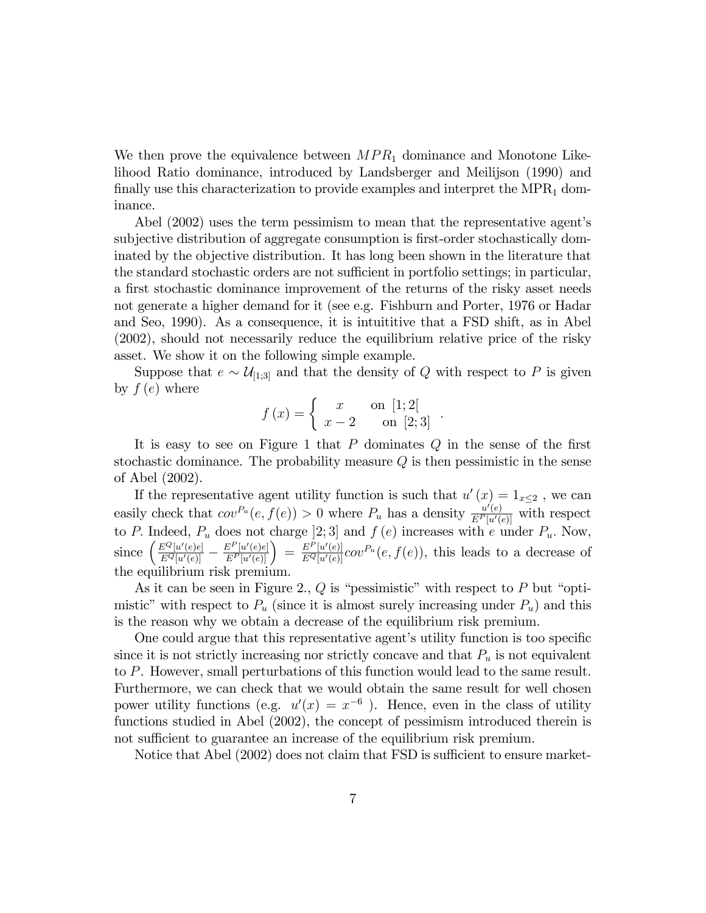We then prove the equivalence between $MPR_1$ dominance and Monotone Likelihood Ratio dominance, introduced by Landsberger and Meilijson (1990) and finally use this characterization to provide examples and interpret the $\mathrm{MPR}_1$ dominance.

Abel (2002) uses the term pessimism to mean that the representative agent's subjective distribution of aggregate consumption is first-order stochastically dominated by the objective distribution. It has long been shown in the literature that the standard stochastic orders are not sufficient in portfolio settings; in particular, a first stochastic dominance improvement of the returns of the risky asset needs not generate a higher demand for it (see e.g. Fishburn and Porter, 1976 or Hadar and Seo, 1990). As a consequence, it is intuititive that a FSD shift, as in Abel (2002), should not necessarily reduce the equilibrium relative price of the risky asset. We show it on the following simple example.

Suppose that $e \sim \mathcal{U}_{[1;3]}$ and that the density of $Q$ with respect to $P$ is given by $f(e)$ where

$$f(x) = \begin{cases} x & \text{on } [1;2[ \\ x-2 & \text{on } [2;3] \end{cases}.$$

It is easy to see on Figure 1 that $P$ dominates $Q$ in the sense of the first stochastic dominance. The probability measure $Q$ is then pessimistic in the sense of Abel (2002).

If the representative agent utility function is such that $u'(x) = 1_{x \leq 2}$, we can easily check that $cov^{P_u}(e, f(e)) > 0$ where $P_u$ has a density $\frac{u'(e)}{E^P[u'(e)]}$ with respect to $P$. Indeed, $P_u$ does not charge $]2;3]$ and $f(e)$ increases with $e$ under $P_u$. Now, since $\left(\frac{E^Q[u'(e)e]}{E^Q[u'(e)]} - \frac{E^P[u'(e)e]}{E^P[u'(e)]}\right) = \frac{E^P[u'(e)]}{E^Q[u'(e)]} cov^{P_u}(e, f(e))$, this leads to a decrease of the equilibrium risk premium.

As it can be seen in Figure 2., $Q$ is "pessimistic" with respect to $P$ but "optimistic" with respect to $P_u$ (since it is almost surely increasing under $P_u$) and this is the reason why we obtain a decrease of the equilibrium risk premium.

One could argue that this representative agent's utility function is too specific since it is not strictly increasing nor strictly concave and that $P_u$ is not equivalent to $P$. However, small perturbations of this function would lead to the same result. Furthermore, we can check that we would obtain the same result for well chosen power utility functions (e.g. $u'(x) = x^{-6}$ ). Hence, even in the class of utility functions studied in Abel (2002), the concept of pessimism introduced therein is not sufficient to guarantee an increase of the equilibrium risk premium.

Notice that Abel (2002) does not claim that FSD is sufficient to ensure market-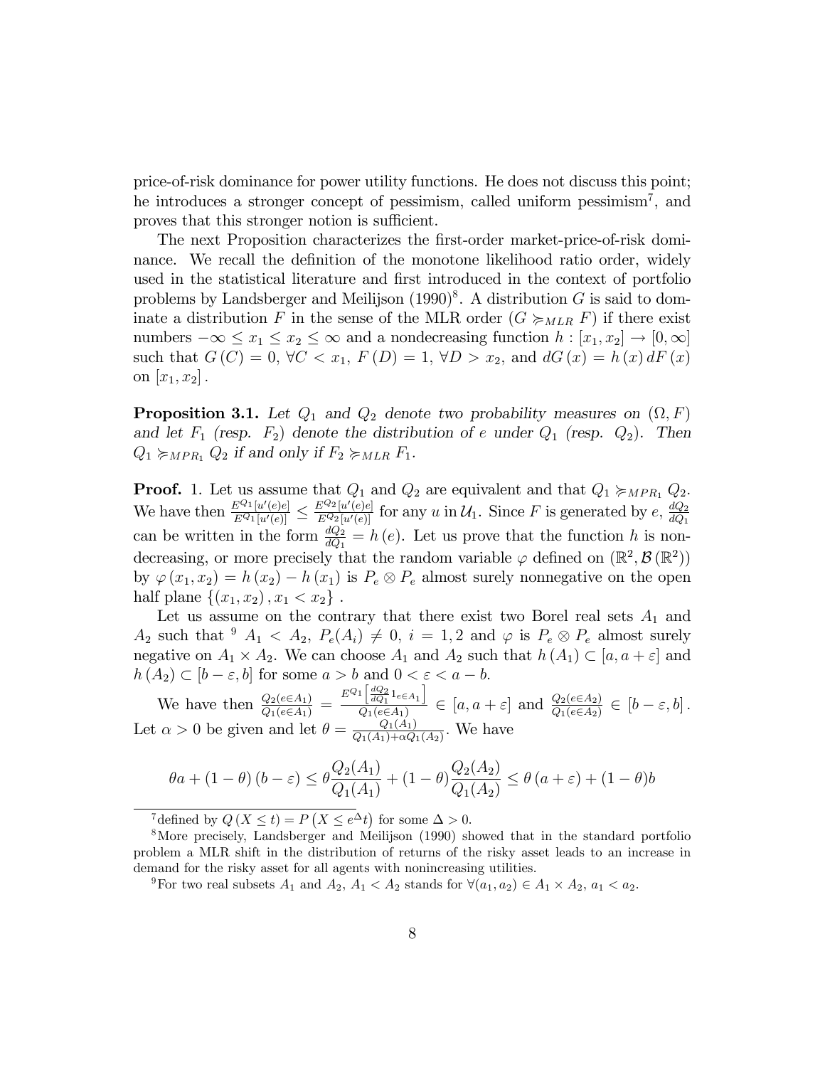price-of-risk dominance for power utility functions. He does not discuss this point; he introduces a stronger concept of pessimism, called uniform pessimism[7], and proves that this stronger notion is sufficient.

The next Proposition characterizes the first-order market-price-of-risk dominance. We recall the definition of the monotone likelihood ratio order, widely used in the statistical literature and first introduced in the context of portfolio problems by Landsberger and Meilijson (1990)[8]. A distribution $G$ is said to dominate a distribution $F$ in the sense of the MLR order ($G \succcurlyeq_{MLR} F$) if there exist numbers $-\infty \leq x_1 \leq x_2 \leq \infty$ and a nondecreasing function $h : [x_1, x_2] \to [0, \infty]$ such that $G(C) = 0$, $\forall C < x_1$, $F(D) = 1$, $\forall D > x_2$, and $dG(x) = h(x) dF(x)$ on $[x_1, x_2]$.

**Proposition 3.1.** *Let $Q_1$ and $Q_2$ denote two probability measures on $(\Omega, F)$ and let $F_1$ (resp. $F_2$) denote the distribution of $e$ under $Q_1$ (resp. $Q_2$). Then $Q_1 \succcurlyeq_{MPR_1} Q_2$ if and only if $F_2 \succcurlyeq_{MLR} F_1$.*

**Proof.** 1. Let us assume that $Q_1$ and $Q_2$ are equivalent and that $Q_1 \succcurlyeq_{MPR_1} Q_2$. We have then $\frac{E^{Q_1}[u'(e)e]}{E^{Q_1}[u'(e)]} \leq \frac{E^{Q_2}[u'(e)e]}{E^{Q_2}[u'(e)]}$ for any $u$ in $\mathcal{U}_1$. Since $F$ is generated by $e$, $\frac{dQ_2}{dQ_1}$ can be written in the form $\frac{dQ_2}{dQ_1} = h(e)$. Let us prove that the function $h$ is nondecreasing, or more precisely that the random variable $\varphi$ defined on $(\mathbb{R}^2, \mathcal{B}(\mathbb{R}^2))$ by $\varphi(x_1, x_2) = h(x_2) - h(x_1)$ is $P_e \otimes P_e$ almost surely nonnegative on the open half plane $\{(x_1, x_2), x_1 < x_2\}$.

Let us assume on the contrary that there exist two Borel real sets $A_1$ and $A_2$ such that [9] $A_1 < A_2$, $P_e(A_i) \neq 0$, $i = 1, 2$ and $\varphi$ is $P_e \otimes P_e$ almost surely negative on $A_1 \times A_2$. We can choose $A_1$ and $A_2$ such that $h(A_1) \subset [a, a + \varepsilon]$ and $h(A_2) \subset [b - \varepsilon, b]$ for some $a > b$ and $0 < \varepsilon < a - b$.

We have then $\frac{Q_2(e \in A_1)}{Q_1(e \in A_1)} = \frac{E^{Q_1}\left[\frac{dQ_2}{dQ_1} 1_{e \in A_1}\right]}{Q_1(e \in A_1)} \in [a, a + \varepsilon]$ and $\frac{Q_2(e \in A_2)}{Q_1(e \in A_2)} \in [b - \varepsilon, b]$. Let $\alpha > 0$ be given and let $\theta = \frac{Q_1(A_1)}{Q_1(A_1) + \alpha Q_1(A_2)}$. We have

$$\theta a + (1 - \theta)(b - \varepsilon) \leq \theta \frac{Q_2(A_1)}{Q_1(A_1)} + (1 - \theta) \frac{Q_2(A_2)}{Q_1(A_2)} \leq \theta (a + \varepsilon) + (1 - \theta) b$$

---

[7] defined by $Q(X \leq t) = P\left(X \leq e^{\Delta} t\right)$ for some $\Delta > 0$.

[8] More precisely, Landsberger and Meilijson (1990) showed that in the standard portfolio problem a MLR shift in the distribution of returns of the risky asset leads to an increase in demand for the risky asset for all agents with nonincreasing utilities.

[9] For two real subsets $A_1$ and $A_2$, $A_1 < A_2$ stands for $\forall (a_1, a_2) \in A_1 \times A_2$, $a_1 < a_2$.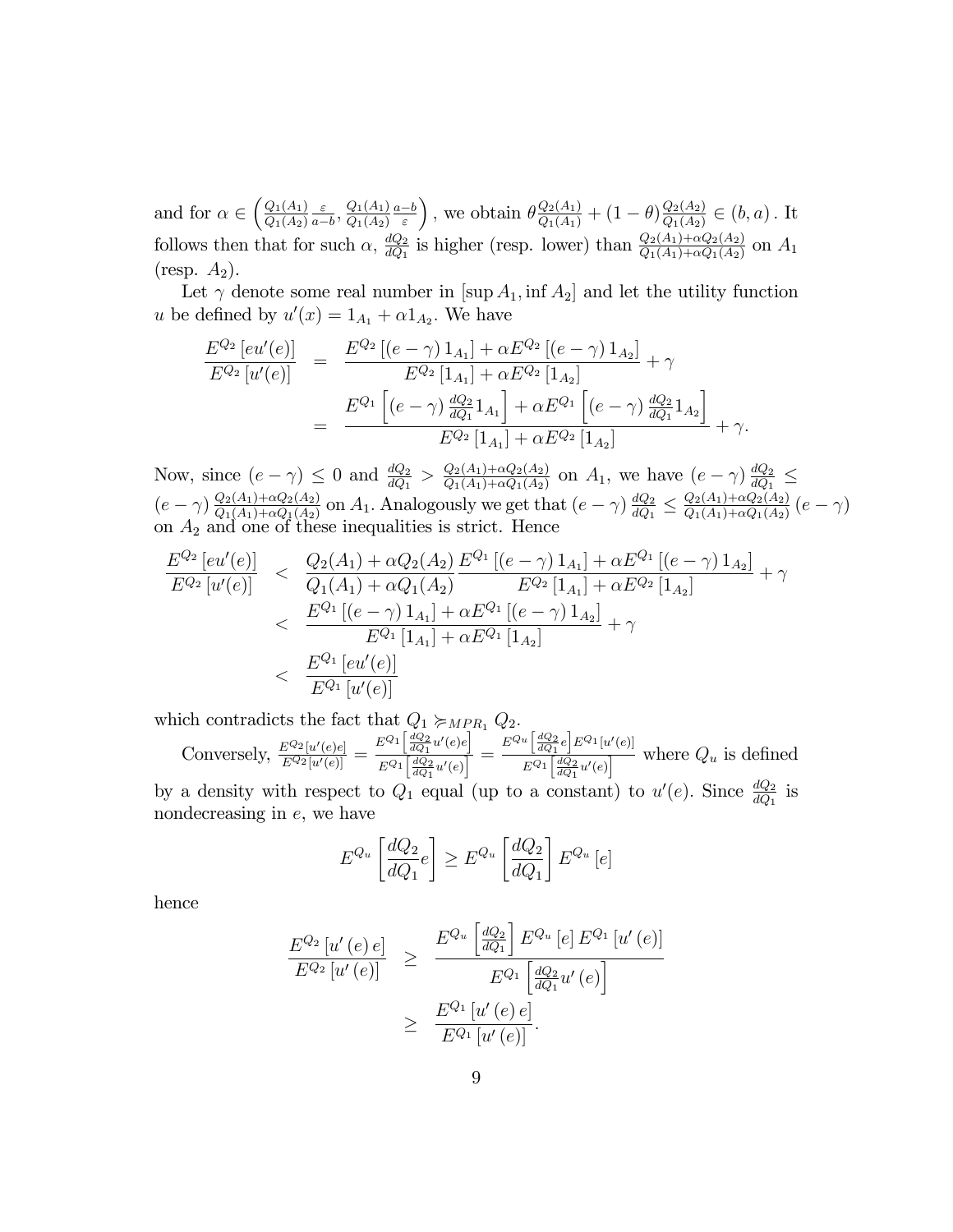and for $\alpha \in \left(\frac{Q_1(A_1)}{Q_1(A_2)}\frac{\varepsilon}{a-b}, \frac{Q_1(A_1)}{Q_1(A_2)}\frac{a-b}{\varepsilon}\right)$, we obtain $\theta\frac{Q_2(A_1)}{Q_1(A_1)} + (1-\theta)\frac{Q_2(A_2)}{Q_1(A_2)} \in (b, a)$. It follows then that for such $\alpha$, $\frac{dQ_2}{dQ_1}$ is higher (resp. lower) than $\frac{Q_2(A_1)+\alpha Q_2(A_2)}{Q_1(A_1)+\alpha Q_1(A_2)}$ on $A_1$ (resp. $A_2$).

Let $\gamma$ denote some real number in $[\sup A_1, \inf A_2]$ and let the utility function $u$ be defined by $u'(x) = 1_{A_1} + \alpha 1_{A_2}$. We have

$$
\begin{aligned}
\frac{E^{Q_2}\left[eu'(e)\right]}{E^{Q_2}\left[u'(e)\right]} &= \frac{E^{Q_2}\left[(e-\gamma)\,1_{A_1}\right] + \alpha E^{Q_2}\left[(e-\gamma)\,1_{A_2}\right]}{E^{Q_2}\left[1_{A_1}\right] + \alpha E^{Q_2}\left[1_{A_2}\right]} + \gamma \\
&= \frac{E^{Q_1}\left[(e-\gamma)\,\frac{dQ_2}{dQ_1}1_{A_1}\right] + \alpha E^{Q_1}\left[(e-\gamma)\,\frac{dQ_2}{dQ_1}1_{A_2}\right]}{E^{Q_2}\left[1_{A_1}\right] + \alpha E^{Q_2}\left[1_{A_2}\right]} + \gamma.
\end{aligned}
$$

Now, since $(e-\gamma) \leq 0$ and $\frac{dQ_2}{dQ_1} > \frac{Q_2(A_1)+\alpha Q_2(A_2)}{Q_1(A_1)+\alpha Q_1(A_2)}$ on $A_1$, we have $(e-\gamma)\,\frac{dQ_2}{dQ_1} \leq (e-\gamma)\,\frac{Q_2(A_1)+\alpha Q_2(A_2)}{Q_1(A_1)+\alpha Q_1(A_2)}$ on $A_1$. Analogously we get that $(e-\gamma)\,\frac{dQ_2}{dQ_1} \leq \frac{Q_2(A_1)+\alpha Q_2(A_2)}{Q_1(A_1)+\alpha Q_1(A_2)}\,(e-\gamma)$ on $A_2$ and one of these inequalities is strict. Hence

$$
\begin{aligned}
\frac{E^{Q_2}\left[eu'(e)\right]}{E^{Q_2}\left[u'(e)\right]} &< \frac{Q_2(A_1)+\alpha Q_2(A_2)}{Q_1(A_1)+\alpha Q_1(A_2)}\frac{E^{Q_1}\left[(e-\gamma)\,1_{A_1}\right] + \alpha E^{Q_1}\left[(e-\gamma)\,1_{A_2}\right]}{E^{Q_2}\left[1_{A_1}\right] + \alpha E^{Q_2}\left[1_{A_2}\right]} + \gamma \\
&< \frac{E^{Q_1}\left[(e-\gamma)\,1_{A_1}\right] + \alpha E^{Q_1}\left[(e-\gamma)\,1_{A_2}\right]}{E^{Q_1}\left[1_{A_1}\right] + \alpha E^{Q_1}\left[1_{A_2}\right]} + \gamma \\
&< \frac{E^{Q_1}\left[eu'(e)\right]}{E^{Q_1}\left[u'(e)\right]}
\end{aligned}
$$

which contradicts the fact that $Q_1 \succcurlyeq_{MPR_1} Q_2$.

Conversely, $\frac{E^{Q_2}[u'(e)e]}{E^{Q_2}[u'(e)]} = \frac{E^{Q_1}\left[\frac{dQ_2}{dQ_1}u'(e)e\right]}{E^{Q_1}\left[\frac{dQ_2}{dQ_1}u'(e)\right]} = \frac{E^{Q_u}\left[\frac{dQ_2}{dQ_1}e\right]E^{Q_1}[u'(e)]}{E^{Q_1}\left[\frac{dQ_2}{dQ_1}u'(e)\right]}$ where $Q_u$ is defined by a density with respect to $Q_1$ equal (up to a constant) to $u'(e)$. Since $\frac{dQ_2}{dQ_1}$ is nondecreasing in $e$, we have

$$
E^{Q_u}\left[\frac{dQ_2}{dQ_1}e\right] \geq E^{Q_u}\left[\frac{dQ_2}{dQ_1}\right]E^{Q_u}\left[e\right]
$$

hence

$$
\begin{aligned}
\frac{E^{Q_2}\left[u'(e)\,e\right]}{E^{Q_2}\left[u'(e)\right]} &\geq \frac{E^{Q_u}\left[\frac{dQ_2}{dQ_1}\right]E^{Q_u}\left[e\right]E^{Q_1}\left[u'(e)\right]}{E^{Q_1}\left[\frac{dQ_2}{dQ_1}u'(e)\right]} \\
&\geq \frac{E^{Q_1}\left[u'(e)\,e\right]}{E^{Q_1}\left[u'(e)\right]}.
\end{aligned}
$$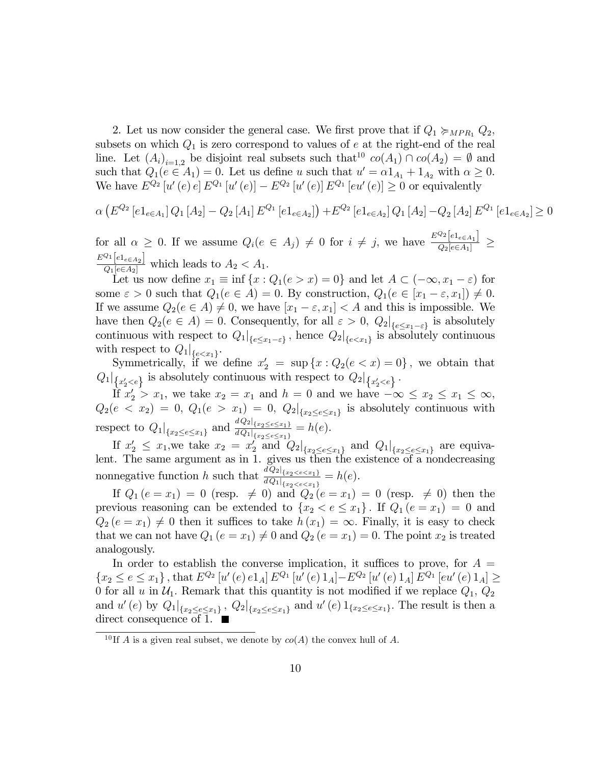2. Let us now consider the general case. We first prove that if $Q_1 \succcurlyeq_{MPR_1} Q_2$, subsets on which $Q_1$ is zero correspond to values of $e$ at the right-end of the real line. Let $(A_i)_{i=1,2}$ be disjoint real subsets such that[10] $co(A_1) \cap co(A_2) = \emptyset$ and such that $Q_1(e \in A_1) = 0$. Let us define $u$ such that $u' = \alpha 1_{A_1} + 1_{A_2}$ with $\alpha \geq 0$. We have $E^{Q_2}[u'(e)e] E^{Q_1}[u'(e)] - E^{Q_2}[u'(e)] E^{Q_1}[eu'(e)] \geq 0$ or equivalently

$$\alpha \left(E^{Q_2}[e1_{e\in A_1}] Q_1[A_2] - Q_2[A_1] E^{Q_1}[e1_{e\in A_2}]\right) + E^{Q_2}[e1_{e\in A_2}] Q_1[A_2] - Q_2[A_2] E^{Q_1}[e1_{e\in A_2}] \geq 0$$

for all $\alpha \geq 0$. If we assume $Q_i(e \in A_j) \neq 0$ for $i \neq j$, we have $\frac{E^{Q_2}[e1_{e\in A_1}]}{Q_2[e\in A_1]} \geq \frac{E^{Q_1}[e1_{e\in A_2}]}{Q_1[e\in A_2]}$ which leads to $A_2 < A_1$.

Let us now define $x_1 \equiv \inf\{x : Q_1(e > x) = 0\}$ and let $A \subset (-\infty, x_1 - \varepsilon)$ for some $\varepsilon > 0$ such that $Q_1(e \in A) = 0$. By construction, $Q_1(e \in [x_1 - \varepsilon, x_1]) \neq 0$. If we assume $Q_2(e \in A) \neq 0$, we have $[x_1 - \varepsilon, x_1] < A$ and this is impossible. We have then $Q_2(e \in A) = 0$. Consequently, for all $\varepsilon > 0$, $Q_2|_{\{e \leq x_1 - \varepsilon\}}$ is absolutely continuous with respect to $Q_1|_{\{e \leq x_1 - \varepsilon\}}$, hence $Q_2|_{\{e < x_1\}}$ is absolutely continuous with respect to $Q_1|_{\{e < x_1\}}$.

Symmetrically, if we define $x_2' = \sup\{x : Q_2(e < x) = 0\}$, we obtain that $Q_1|_{\{x_2' < e\}}$ is absolutely continuous with respect to $Q_2|_{\{x_2' < e\}}$.

If $x_2' > x_1$, we take $x_2 = x_1$ and $h = 0$ and we have $-\infty \leq x_2 \leq x_1 \leq \infty$, $Q_2(e < x_2) = 0$, $Q_1(e > x_1) = 0$, $Q_2|_{\{x_2 \leq e \leq x_1\}}$ is absolutely continuous with respect to $Q_1|_{\{x_2 \leq e \leq x_1\}}$ and $\frac{dQ_2|_{\{x_2 \leq e \leq x_1\}}}{dQ_1|_{\{x_2 \leq e \leq x_1\}}} = h(e)$.

If $x_2' \leq x_1$, we take $x_2 = x_2'$ and $Q_2|_{\{x_2 \leq e \leq x_1\}}$ and $Q_1|_{\{x_2 \leq e \leq x_1\}}$ are equivalent. The same argument as in 1. gives us then the existence of a nondecreasing nonnegative function $h$ such that $\frac{dQ_2|_{\{x_2 < e < x_1\}}}{dQ_1|_{\{x_2 < e < x_1\}}} = h(e)$.

If $Q_1(e = x_1) = 0$ (resp. $\neq 0$) and $Q_2(e = x_1) = 0$ (resp. $\neq 0$) then the previous reasoning can be extended to $\{x_2 < e \leq x_1\}$. If $Q_1(e = x_1) = 0$ and $Q_2(e = x_1) \neq 0$ then it suffices to take $h(x_1) = \infty$. Finally, it is easy to check that we can not have $Q_1(e = x_1) \neq 0$ and $Q_2(e = x_1) = 0$. The point $x_2$ is treated analogously.

In order to establish the converse implication, it suffices to prove, for $A = \{x_2 \leq e \leq x_1\}$, that $E^{Q_2}[u'(e)e1_A] E^{Q_1}[u'(e)1_A] - E^{Q_2}[u'(e)1_A] E^{Q_1}[eu'(e)1_A] \geq 0$ for all $u$ in $\mathcal{U}_1$. Remark that this quantity is not modified if we replace $Q_1$, $Q_2$ and $u'(e)$ by $Q_1|_{\{x_2 \leq e \leq x_1\}}$, $Q_2|_{\{x_2 \leq e \leq x_1\}}$ and $u'(e)1_{\{x_2 \leq e \leq x_1\}}$. The result is then a direct consequence of 1. ■

[10] If $A$ is a given real subset, we denote by $co(A)$ the convex hull of $A$.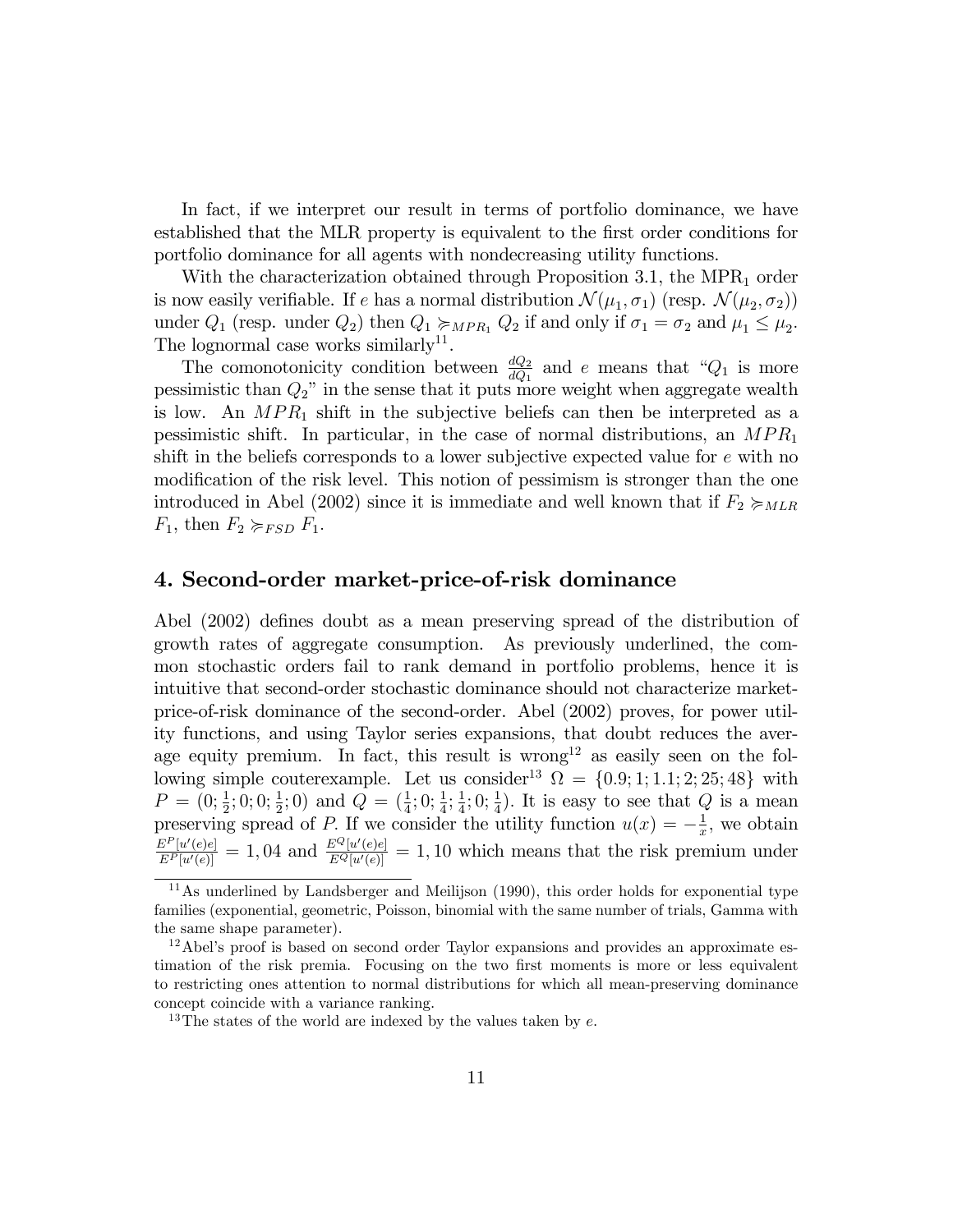In fact, if we interpret our result in terms of portfolio dominance, we have established that the MLR property is equivalent to the first order conditions for portfolio dominance for all agents with nondecreasing utility functions.

With the characterization obtained through Proposition 3.1, the $\text{MPR}_1$ order is now easily verifiable. If $e$ has a normal distribution $\mathcal{N}(\mu_1, \sigma_1)$ (resp. $\mathcal{N}(\mu_2, \sigma_2)$) under $Q_1$ (resp. under $Q_2$) then $Q_1 \succcurlyeq_{MPR_1} Q_2$ if and only if $\sigma_1 = \sigma_2$ and $\mu_1 \leq \mu_2$. The lognormal case works similarly[11].

The comonotonicity condition between $\frac{dQ_2}{dQ_1}$ and $e$ means that "$Q_1$ is more pessimistic than $Q_2$" in the sense that it puts more weight when aggregate wealth is low. An $MPR_1$ shift in the subjective beliefs can then be interpreted as a pessimistic shift. In particular, in the case of normal distributions, an $MPR_1$ shift in the beliefs corresponds to a lower subjective expected value for $e$ with no modification of the risk level. This notion of pessimism is stronger than the one introduced in Abel (2002) since it is immediate and well known that if $F_2 \succcurlyeq_{MLR} F_1$, then $F_2 \succcurlyeq_{FSD} F_1$.

## 4. Second-order market-price-of-risk dominance

Abel (2002) defines doubt as a mean preserving spread of the distribution of growth rates of aggregate consumption. As previously underlined, the common stochastic orders fail to rank demand in portfolio problems, hence it is intuitive that second-order stochastic dominance should not characterize market-price-of-risk dominance of the second-order. Abel (2002) proves, for power utility functions, and using Taylor series expansions, that doubt reduces the average equity premium. In fact, this result is wrong[12] as easily seen on the following simple couterexample. Let us consider[13] $\Omega = \{0.9; 1; 1.1; 2; 25; 48\}$ with $P = (0; \frac{1}{2}; 0; 0; \frac{1}{2}; 0)$ and $Q = (\frac{1}{4}; 0; \frac{1}{4}; \frac{1}{4}; 0; \frac{1}{4})$. It is easy to see that $Q$ is a mean preserving spread of $P$. If we consider the utility function $u(x) = -\frac{1}{x}$, we obtain $\frac{E^P[u'(e)e]}{E^P[u'(e)]} = 1,04$ and $\frac{E^Q[u'(e)e]}{E^Q[u'(e)]} = 1,10$ which means that the risk premium under

---

[11] As underlined by Landsberger and Meilijson (1990), this order holds for exponential type families (exponential, geometric, Poisson, binomial with the same number of trials, Gamma with the same shape parameter).

[12] Abel's proof is based on second order Taylor expansions and provides an approximate estimation of the risk premia. Focusing on the two first moments is more or less equivalent to restricting ones attention to normal distributions for which all mean-preserving dominance concept coincide with a variance ranking.

[13] The states of the world are indexed by the values taken by $e$.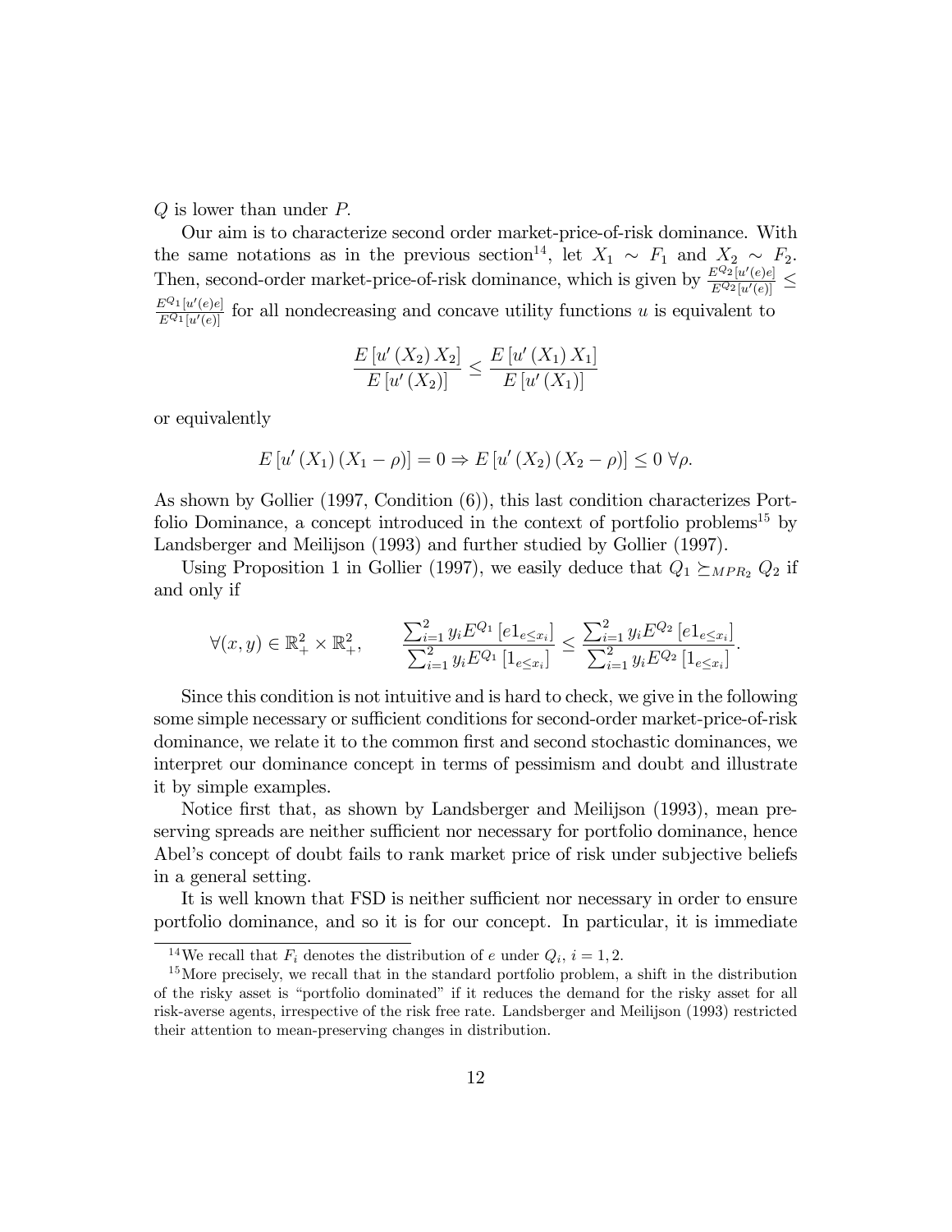$Q$ is lower than under $P$.

Our aim is to characterize second order market-price-of-risk dominance. With the same notations as in the previous section[14], let $X_1 \sim F_1$ and $X_2 \sim F_2$. Then, second-order market-price-of-risk dominance, which is given by $\frac{E^{Q_2}[u'(e)e]}{E^{Q_2}[u'(e)]} \leq \frac{E^{Q_1}[u'(e)e]}{E^{Q_1}[u'(e)]}$ for all nondecreasing and concave utility functions $u$ is equivalent to

$$\frac{E\left[u'\left(X_2\right)X_2\right]}{E\left[u'\left(X_2\right)\right]} \leq \frac{E\left[u'\left(X_1\right)X_1\right]}{E\left[u'\left(X_1\right)\right]}$$

or equivalently

$$E\left[u'\left(X_1\right)\left(X_1-\rho\right)\right]=0 \Rightarrow E\left[u'\left(X_2\right)\left(X_2-\rho\right)\right] \leq 0 \ \forall \rho.$$

As shown by Gollier (1997, Condition (6)), this last condition characterizes Portfolio Dominance, a concept introduced in the context of portfolio problems[15] by Landsberger and Meilijson (1993) and further studied by Gollier (1997).

Using Proposition 1 in Gollier (1997), we easily deduce that $Q_1 \succeq_{MPR_2} Q_2$ if and only if

$$\forall (x,y) \in \mathbb{R}_+^2 \times \mathbb{R}_+^2, \qquad \frac{\sum_{i=1}^2 y_i E^{Q_1}\left[e 1_{e \leq x_i}\right]}{\sum_{i=1}^2 y_i E^{Q_1}\left[1_{e \leq x_i}\right]} \leq \frac{\sum_{i=1}^2 y_i E^{Q_2}\left[e 1_{e \leq x_i}\right]}{\sum_{i=1}^2 y_i E^{Q_2}\left[1_{e \leq x_i}\right]}.$$

Since this condition is not intuitive and is hard to check, we give in the following some simple necessary or sufficient conditions for second-order market-price-of-risk dominance, we relate it to the common first and second stochastic dominances, we interpret our dominance concept in terms of pessimism and doubt and illustrate it by simple examples.

Notice first that, as shown by Landsberger and Meilijson (1993), mean preserving spreads are neither sufficient nor necessary for portfolio dominance, hence Abel's concept of doubt fails to rank market price of risk under subjective beliefs in a general setting.

It is well known that FSD is neither sufficient nor necessary in order to ensure portfolio dominance, and so it is for our concept. In particular, it is immediate

[14] We recall that $F_i$ denotes the distribution of $e$ under $Q_i$, $i = 1, 2$.

[15] More precisely, we recall that in the standard portfolio problem, a shift in the distribution of the risky asset is "portfolio dominated" if it reduces the demand for the risky asset for all risk-averse agents, irrespective of the risk free rate. Landsberger and Meilijson (1993) restricted their attention to mean-preserving changes in distribution.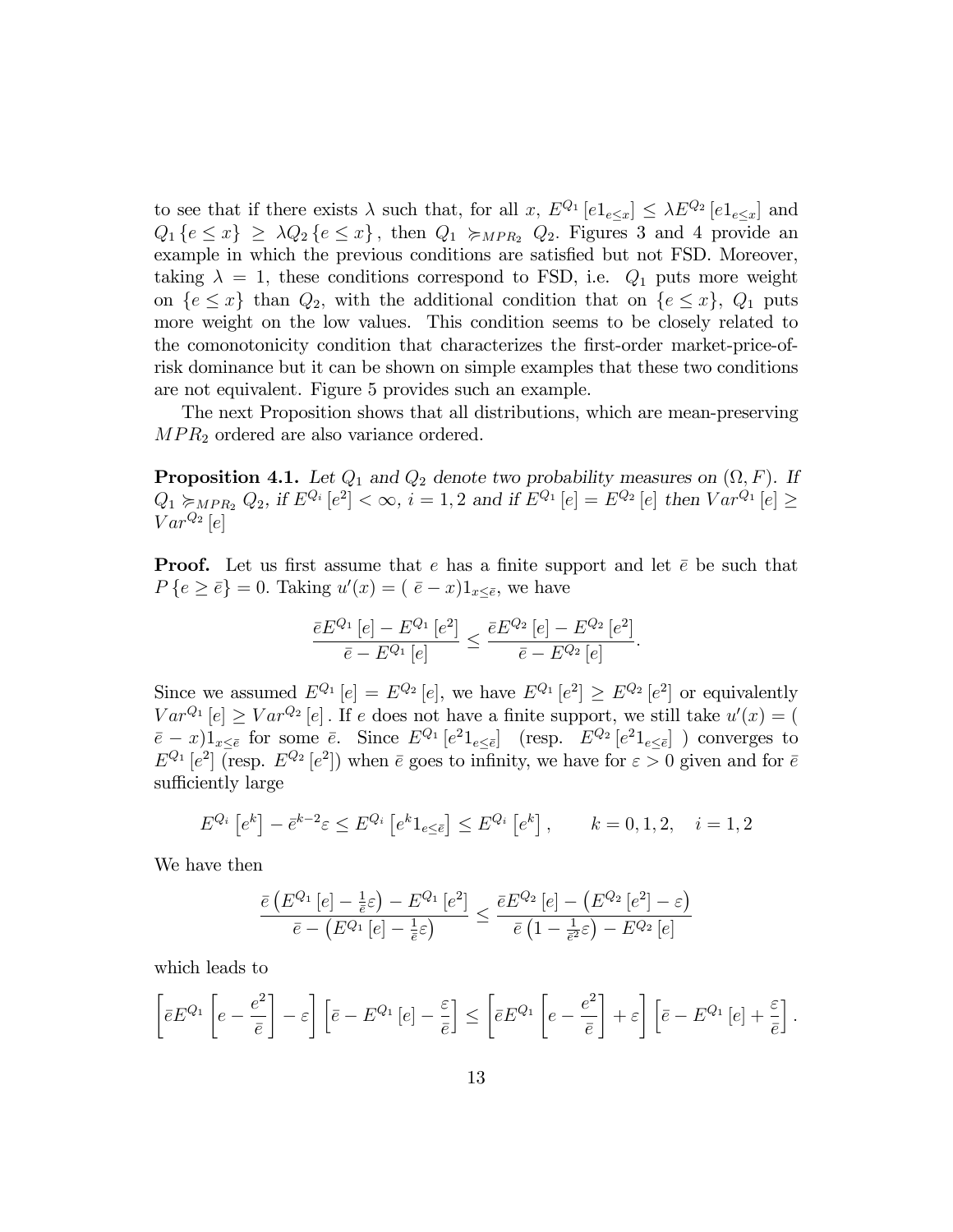to see that if there exists $\lambda$ such that, for all $x$, $E^{Q_1}[e1_{e\leq x}] \leq \lambda E^{Q_2}[e1_{e\leq x}]$ and $Q_1\{e \leq x\} \geq \lambda Q_2\{e \leq x\}$, then $Q_1 \succcurlyeq_{MPR_2} Q_2$. Figures 3 and 4 provide an example in which the previous conditions are satisfied but not FSD. Moreover, taking $\lambda = 1$, these conditions correspond to FSD, i.e. $Q_1$ puts more weight on $\{e \leq x\}$ than $Q_2$, with the additional condition that on $\{e \leq x\}$, $Q_1$ puts more weight on the low values. This condition seems to be closely related to the comonotonicity condition that characterizes the first-order market-price-of-risk dominance but it can be shown on simple examples that these two conditions are not equivalent. Figure 5 provides such an example.

The next Proposition shows that all distributions, which are mean-preserving $MPR_2$ ordered are also variance ordered.

**Proposition 4.1.** *Let $Q_1$ and $Q_2$ denote two probability measures on $(\Omega, F)$. If $Q_1 \succcurlyeq_{MPR_2} Q_2$, if $E^{Q_i}[e^2] < \infty$, $i = 1, 2$ and if $E^{Q_1}[e] = E^{Q_2}[e]$ then $Var^{Q_1}[e] \geq Var^{Q_2}[e]$*

**Proof.** Let us first assume that $e$ has a finite support and let $\bar{e}$ be such that $P\{e \geq \bar{e}\} = 0$. Taking $u'(x) = (\bar{e} - x)1_{x\leq \bar{e}}$, we have

$$\frac{\bar{e}E^{Q_1}[e] - E^{Q_1}[e^2]}{\bar{e} - E^{Q_1}[e]} \leq \frac{\bar{e}E^{Q_2}[e] - E^{Q_2}[e^2]}{\bar{e} - E^{Q_2}[e]}.$$

Since we assumed $E^{Q_1}[e] = E^{Q_2}[e]$, we have $E^{Q_1}[e^2] \geq E^{Q_2}[e^2]$ or equivalently $Var^{Q_1}[e] \geq Var^{Q_2}[e]$. If $e$ does not have a finite support, we still take $u'(x) = (\bar{e} - x)1_{x\leq\bar{e}}$ for some $\bar{e}$. Since $E^{Q_1}[e^2 1_{e\leq\bar{e}}]$ (resp. $E^{Q_2}[e^2 1_{e\leq\bar{e}}]$ ) converges to $E^{Q_1}[e^2]$ (resp. $E^{Q_2}[e^2]$) when $\bar{e}$ goes to infinity, we have for $\varepsilon > 0$ given and for $\bar{e}$ sufficiently large

$$E^{Q_i}\left[e^k\right] - \bar{e}^{k-2}\varepsilon \leq E^{Q_i}\left[e^k 1_{e\leq\bar{e}}\right] \leq E^{Q_i}\left[e^k\right], \qquad k = 0, 1, 2, \quad i = 1, 2$$

We have then

$$\frac{\bar{e}\left(E^{Q_1}[e] - \frac{1}{\bar{e}}\varepsilon\right) - E^{Q_1}[e^2]}{\bar{e} - \left(E^{Q_1}[e] - \frac{1}{\bar{e}}\varepsilon\right)} \leq \frac{\bar{e}E^{Q_2}[e] - \left(E^{Q_2}[e^2] - \varepsilon\right)}{\bar{e}\left(1 - \frac{1}{\bar{e}^2}\varepsilon\right) - E^{Q_2}[e]}$$

which leads to

$$\left[\bar{e}E^{Q_1}\left[e - \frac{e^2}{\bar{e}}\right] - \varepsilon\right]\left[\bar{e} - E^{Q_1}[e] - \frac{\varepsilon}{\bar{e}}\right] \leq \left[\bar{e}E^{Q_1}\left[e - \frac{e^2}{\bar{e}}\right] + \varepsilon\right]\left[\bar{e} - E^{Q_1}[e] + \frac{\varepsilon}{\bar{e}}\right].$$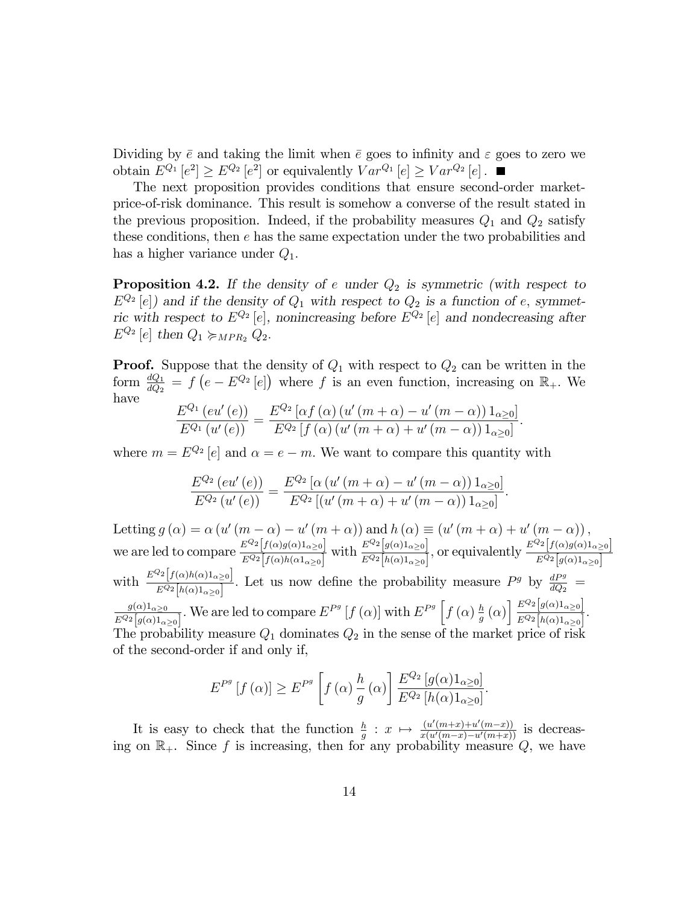Dividing by $\bar{e}$ and taking the limit when $\bar{e}$ goes to infinity and $\varepsilon$ goes to zero we obtain $E^{Q_1}[e^2] \geq E^{Q_2}[e^2]$ or equivalently $Var^{Q_1}[e] \geq Var^{Q_2}[e]$. $\blacksquare$

The next proposition provides conditions that ensure second-order market-price-of-risk dominance. This result is somehow a converse of the result stated in the previous proposition. Indeed, if the probability measures $Q_1$ and $Q_2$ satisfy these conditions, then $e$ has the same expectation under the two probabilities and has a higher variance under $Q_1$.

**Proposition 4.2.** *If the density of $e$ under $Q_2$ is symmetric (with respect to $E^{Q_2}[e]$) and if the density of $Q_1$ with respect to $Q_2$ is a function of $e$, symmetric with respect to $E^{Q_2}[e]$, nonincreasing before $E^{Q_2}[e]$ and nondecreasing after $E^{Q_2}[e]$ then $Q_1 \succcurlyeq_{MPR_2} Q_2$.*

**Proof.** Suppose that the density of $Q_1$ with respect to $Q_2$ can be written in the form $\frac{dQ_1}{dQ_2} = f\left(e - E^{Q_2}[e]\right)$ where $f$ is an even function, increasing on $\mathbb{R}_+$. We have

$$\frac{E^{Q_1}(eu'(e))}{E^{Q_1}(u'(e))} = \frac{E^{Q_2}\left[\alpha f(\alpha)\left(u'(m+\alpha) - u'(m-\alpha)\right)1_{\alpha\geq 0}\right]}{E^{Q_2}\left[f(\alpha)\left(u'(m+\alpha) + u'(m-\alpha)\right)1_{\alpha\geq 0}\right]}.$$

where $m = E^{Q_2}[e]$ and $\alpha = e - m$. We want to compare this quantity with

$$\frac{E^{Q_2}(eu'(e))}{E^{Q_2}(u'(e))} = \frac{E^{Q_2}\left[\alpha\left(u'(m+\alpha) - u'(m-\alpha)\right)1_{\alpha\geq 0}\right]}{E^{Q_2}\left[\left(u'(m+\alpha) + u'(m-\alpha)\right)1_{\alpha\geq 0}\right]}.$$

Letting $g(\alpha) = \alpha\left(u'(m-\alpha) - u'(m+\alpha)\right)$ and $h(\alpha) \equiv \left(u'(m+\alpha) + u'(m-\alpha)\right)$, we are led to compare $\frac{E^{Q_2}\left[f(\alpha)g(\alpha)1_{\alpha\geq 0}\right]}{E^{Q_2}\left[f(\alpha)h(\alpha)1_{\alpha\geq 0}\right]}$ with $\frac{E^{Q_2}\left[g(\alpha)1_{\alpha\geq 0}\right]}{E^{Q_2}\left[h(\alpha)1_{\alpha\geq 0}\right]}$, or equivalently $\frac{E^{Q_2}\left[f(\alpha)g(\alpha)1_{\alpha\geq 0}\right]}{E^{Q_2}\left[g(\alpha)1_{\alpha\geq 0}\right]}$ with $\frac{E^{Q_2}\left[f(\alpha)h(\alpha)1_{\alpha\geq 0}\right]}{E^{Q_2}\left[h(\alpha)1_{\alpha\geq 0}\right]}$. Let us now define the probability measure $P^g$ by $\frac{dP^g}{dQ_2} = \frac{g(\alpha)1_{\alpha\geq 0}}{E^{Q_2}\left[g(\alpha)1_{\alpha\geq 0}\right]}$. We are led to compare $E^{P^g}[f(\alpha)]$ with $E^{P^g}\left[f(\alpha)\frac{h}{g}(\alpha)\right]\frac{E^{Q_2}\left[g(\alpha)1_{\alpha\geq 0}\right]}{E^{Q_2}\left[h(\alpha)1_{\alpha\geq 0}\right]}$. The probability measure $Q_1$ dominates $Q_2$ in the sense of the market price of risk of the second-order if and only if,

$$E^{P^g}[f(\alpha)] \geq E^{P^g}\left[f(\alpha)\frac{h}{g}(\alpha)\right]\frac{E^{Q_2}[g(\alpha)1_{\alpha\geq 0}]}{E^{Q_2}[h(\alpha)1_{\alpha\geq 0}]}.$$

It is easy to check that the function $\frac{h}{g} : x \mapsto \frac{(u'(m+x)+u'(m-x))}{x(u'(m-x)-u'(m+x))}$ is decreasing on $\mathbb{R}_+$. Since $f$ is increasing, then for any probability measure $Q$, we have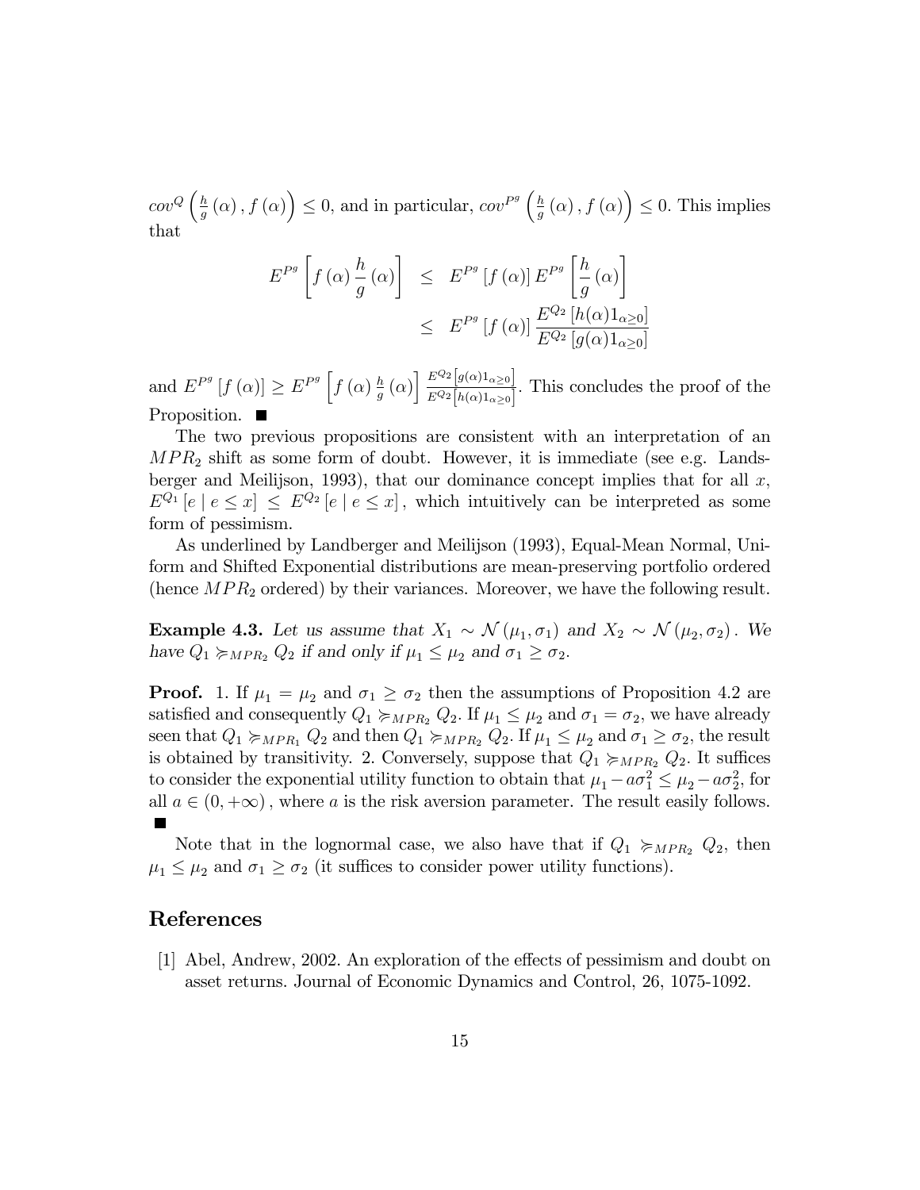$cov^{Q}\left(\frac{h}{g}\left(\alpha\right), f\left(\alpha\right)\right) \leq 0$, and in particular, $cov^{P^g}\left(\frac{h}{g}\left(\alpha\right), f\left(\alpha\right)\right) \leq 0$. This implies that

$$
\begin{aligned}
E^{P^g}\left[f\left(\alpha\right)\frac{h}{g}\left(\alpha\right)\right] &\leq E^{P^g}\left[f\left(\alpha\right)\right]E^{P^g}\left[\frac{h}{g}\left(\alpha\right)\right] \\
&\leq E^{P^g}\left[f\left(\alpha\right)\right]\frac{E^{Q_2}\left[h(\alpha)1_{\alpha\geq 0}\right]}{E^{Q_2}\left[g(\alpha)1_{\alpha\geq 0}\right]}
\end{aligned}
$$

and $E^{P^g}\left[f\left(\alpha\right)\right] \geq E^{P^g}\left[f\left(\alpha\right)\frac{h}{g}\left(\alpha\right)\right]\frac{E^{Q_2}\left[g(\alpha)1_{\alpha\geq 0}\right]}{E^{Q_2}\left[h(\alpha)1_{\alpha\geq 0}\right]}$. This concludes the proof of the Proposition. ■

The two previous propositions are consistent with an interpretation of an $MPR_2$ shift as some form of doubt. However, it is immediate (see e.g. Landsberger and Meilijson, 1993), that our dominance concept implies that for all $x$, $E^{Q_1}\left[e \mid e \leq x\right] \leq E^{Q_2}\left[e \mid e \leq x\right]$, which intuitively can be interpreted as some form of pessimism.

As underlined by Landberger and Meilijson (1993), Equal-Mean Normal, Uniform and Shifted Exponential distributions are mean-preserving portfolio ordered (hence $MPR_2$ ordered) by their variances. Moreover, we have the following result.

**Example 4.3.** *Let us assume that* $X_1 \sim \mathcal{N}\left(\mu_1, \sigma_1\right)$ *and* $X_2 \sim \mathcal{N}\left(\mu_2, \sigma_2\right)$. *We have* $Q_1 \succcurlyeq_{MPR_2} Q_2$ *if and only if* $\mu_1 \leq \mu_2$ *and* $\sigma_1 \geq \sigma_2$.

**Proof.** 1. If $\mu_1 = \mu_2$ and $\sigma_1 \geq \sigma_2$ then the assumptions of Proposition 4.2 are satisfied and consequently $Q_1 \succcurlyeq_{MPR_2} Q_2$. If $\mu_1 \leq \mu_2$ and $\sigma_1 = \sigma_2$, we have already seen that $Q_1 \succcurlyeq_{MPR_1} Q_2$ and then $Q_1 \succcurlyeq_{MPR_2} Q_2$. If $\mu_1 \leq \mu_2$ and $\sigma_1 \geq \sigma_2$, the result is obtained by transitivity. 2. Conversely, suppose that $Q_1 \succcurlyeq_{MPR_2} Q_2$. It suffices to consider the exponential utility function to obtain that $\mu_1 - a\sigma_1^2 \leq \mu_2 - a\sigma_2^2$, for all $a \in (0, +\infty)$, where $a$ is the risk aversion parameter. The result easily follows. ■

Note that in the lognormal case, we also have that if $Q_1 \succcurlyeq_{MPR_2} Q_2$, then $\mu_1 \leq \mu_2$ and $\sigma_1 \geq \sigma_2$ (it suffices to consider power utility functions).

## References

[1] Abel, Andrew, 2002. An exploration of the effects of pessimism and doubt on asset returns. Journal of Economic Dynamics and Control, 26, 1075-1092.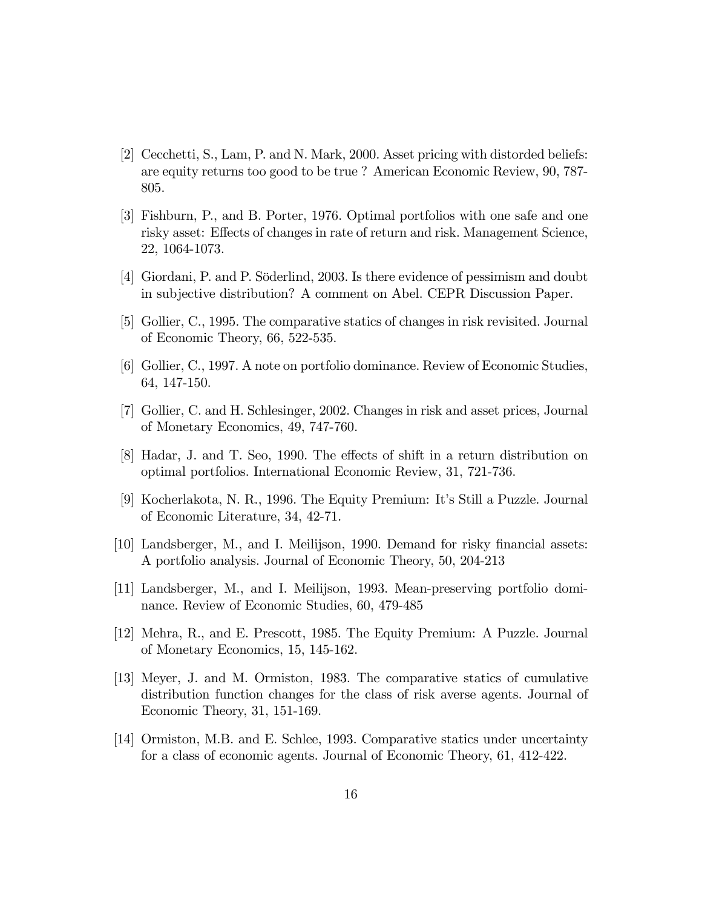[2] Cecchetti, S., Lam, P. and N. Mark, 2000. Asset pricing with distorded beliefs: are equity returns too good to be true ? American Economic Review, 90, 787-805.

[3] Fishburn, P., and B. Porter, 1976. Optimal portfolios with one safe and one risky asset: Effects of changes in rate of return and risk. Management Science, 22, 1064-1073.

[4] Giordani, P. and P. Söderlind, 2003. Is there evidence of pessimism and doubt in subjective distribution? A comment on Abel. CEPR Discussion Paper.

[5] Gollier, C., 1995. The comparative statics of changes in risk revisited. Journal of Economic Theory, 66, 522-535.

[6] Gollier, C., 1997. A note on portfolio dominance. Review of Economic Studies, 64, 147-150.

[7] Gollier, C. and H. Schlesinger, 2002. Changes in risk and asset prices, Journal of Monetary Economics, 49, 747-760.

[8] Hadar, J. and T. Seo, 1990. The effects of shift in a return distribution on optimal portfolios. International Economic Review, 31, 721-736.

[9] Kocherlakota, N. R., 1996. The Equity Premium: It's Still a Puzzle. Journal of Economic Literature, 34, 42-71.

[10] Landsberger, M., and I. Meilijson, 1990. Demand for risky financial assets: A portfolio analysis. Journal of Economic Theory, 50, 204-213

[11] Landsberger, M., and I. Meilijson, 1993. Mean-preserving portfolio dominance. Review of Economic Studies, 60, 479-485

[12] Mehra, R., and E. Prescott, 1985. The Equity Premium: A Puzzle. Journal of Monetary Economics, 15, 145-162.

[13] Meyer, J. and M. Ormiston, 1983. The comparative statics of cumulative distribution function changes for the class of risk averse agents. Journal of Economic Theory, 31, 151-169.

[14] Ormiston, M.B. and E. Schlee, 1993. Comparative statics under uncertainty for a class of economic agents. Journal of Economic Theory, 61, 412-422.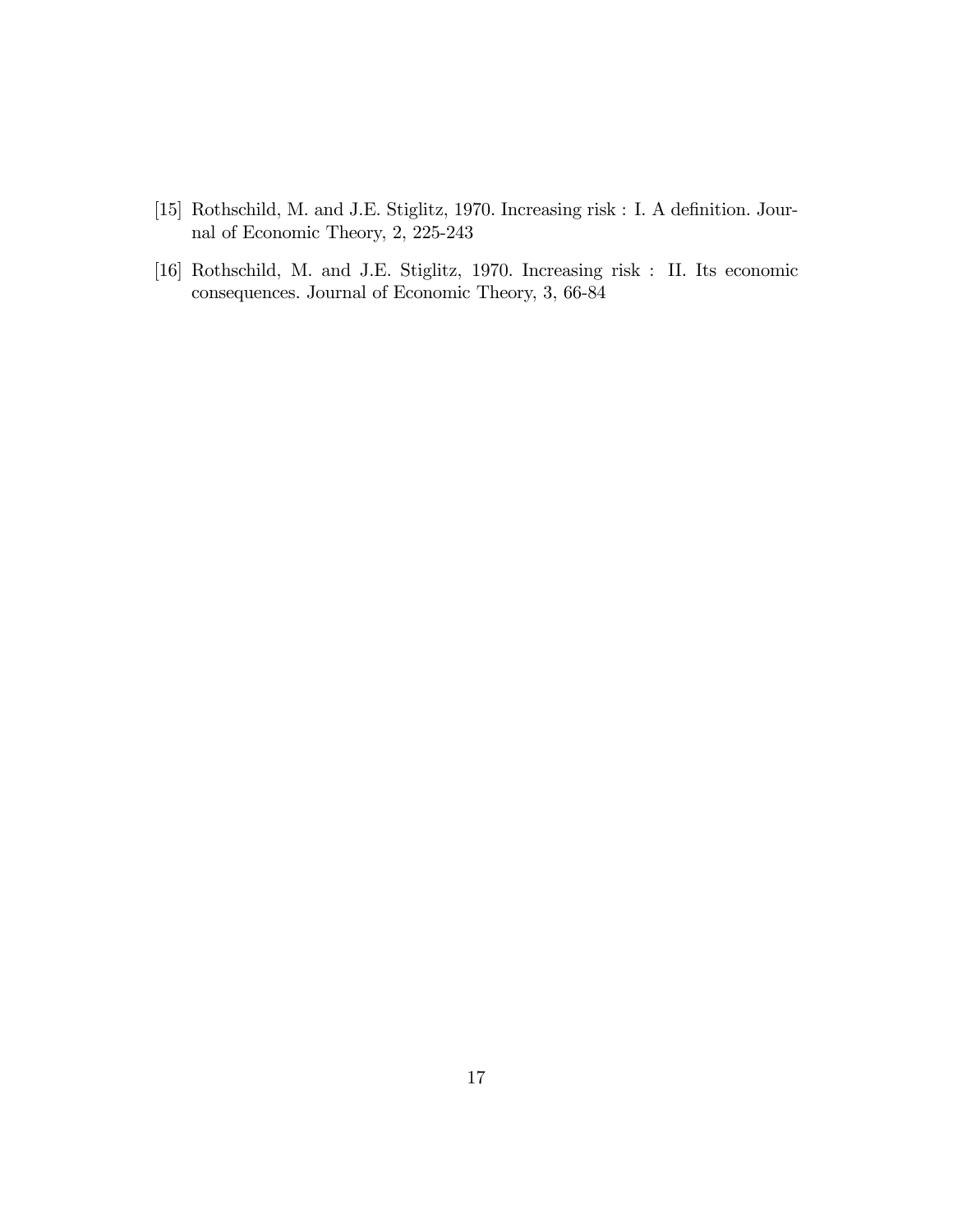[15] Rothschild, M. and J.E. Stiglitz, 1970. Increasing risk : I. A definition. Journal of Economic Theory, 2, 225-243

[16] Rothschild, M. and J.E. Stiglitz, 1970. Increasing risk : II. Its economic consequences. Journal of Economic Theory, 3, 66-84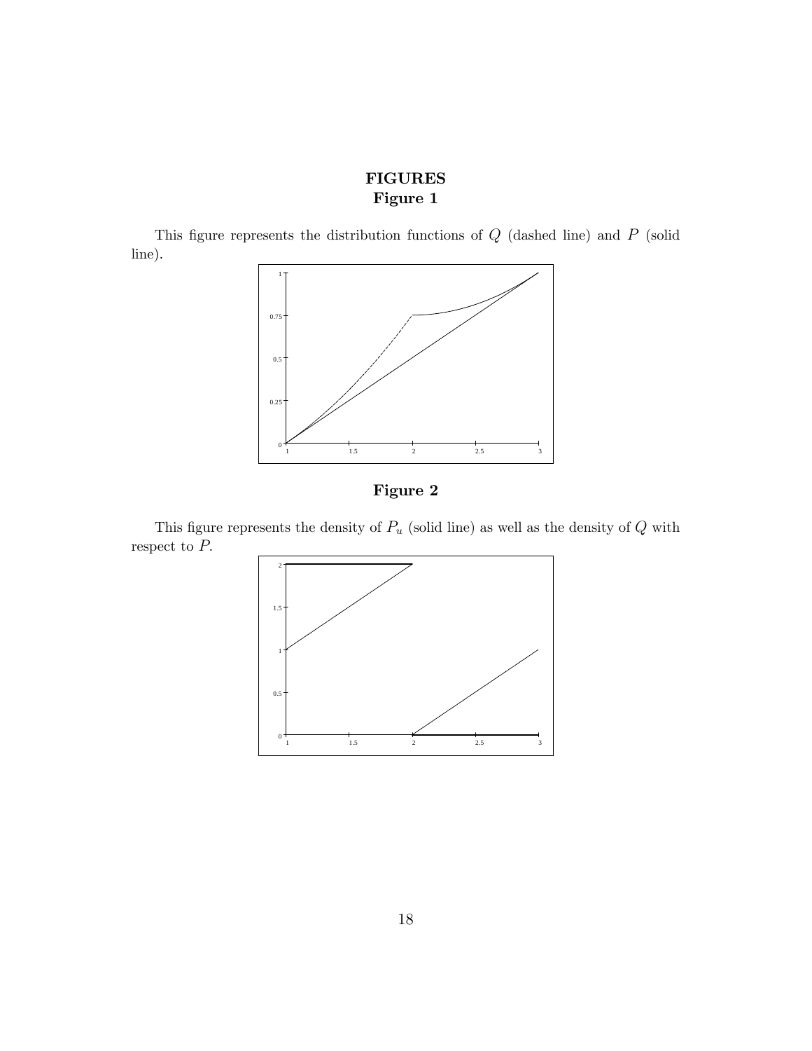**FIGURES**

**Figure 1**

This figure represents the distribution functions of $Q$ (dashed line) and $P$ (solid line).

**Figure 2**

This figure represents the density of $P_u$ (solid line) as well as the density of $Q$ with respect to $P$.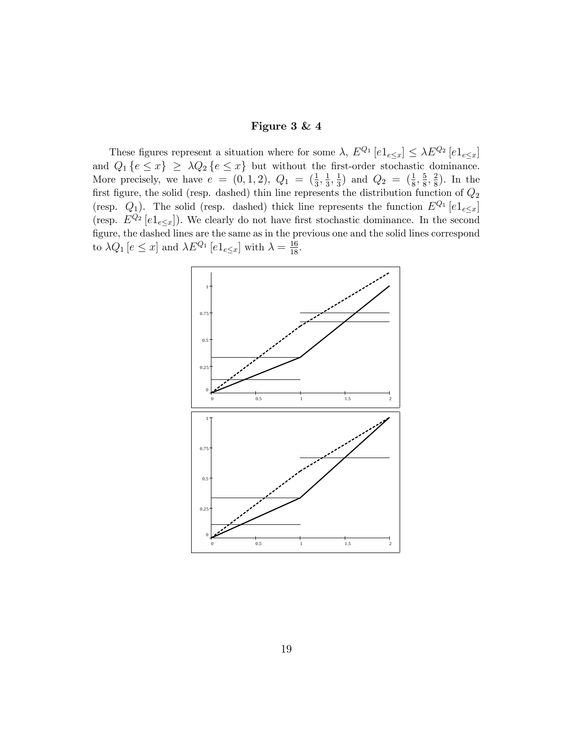# Figure 3 & 4

These figures represent a situation where for some $\lambda$, $E^{Q_1}[e1_{e\leq x}] \leq \lambda E^{Q_2}[e1_{e\leq x}]$ and $Q_1\{e \leq x\} \geq \lambda Q_2\{e \leq x\}$ but without the first-order stochastic dominance. More precisely, we have $e = (0, 1, 2)$, $Q_1 = (\frac{1}{3}, \frac{1}{3}, \frac{1}{3})$ and $Q_2 = (\frac{1}{8}, \frac{5}{8}, \frac{2}{8})$. In the first figure, the solid (resp. dashed) thin line represents the distribution function of $Q_2$ (resp. $Q_1$). The solid (resp. dashed) thick line represents the function $E^{Q_1}[e1_{e\leq x}]$ (resp. $E^{Q_2}[e1_{e\leq x}]$). We clearly do not have first stochastic dominance. In the second figure, the dashed lines are the same as in the previous one and the solid lines correspond to $\lambda Q_1[e \leq x]$ and $\lambda E^{Q_1}[e1_{e\leq x}]$ with $\lambda = \frac{16}{18}$.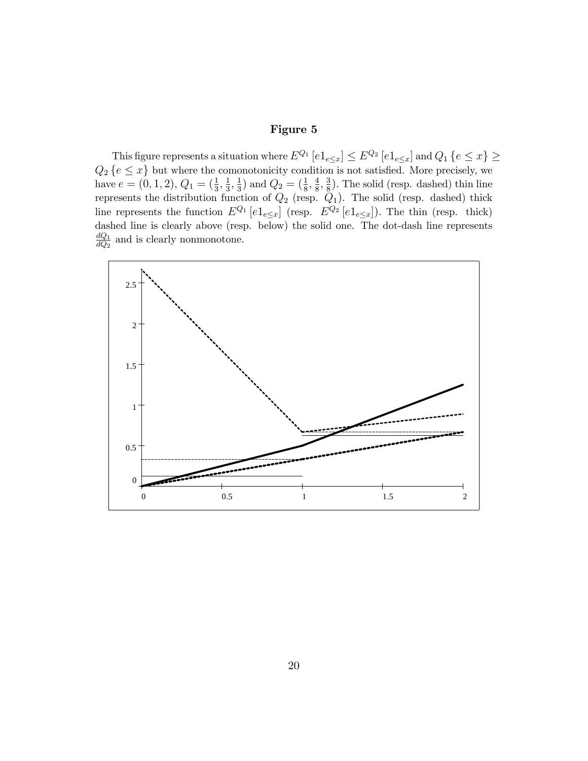# Figure 5

This figure represents a situation where $E^{Q_1}[e1_{e\leq x}] \leq E^{Q_2}[e1_{e\leq x}]$ and $Q_1\{e \leq x\} \geq Q_2\{e \leq x\}$ but where the comonotonicity condition is not satisfied. More precisely, we have $e = (0, 1, 2)$, $Q_1 = (\frac{1}{3}, \frac{1}{3}, \frac{1}{3})$ and $Q_2 = (\frac{1}{8}, \frac{4}{8}, \frac{3}{8})$. The solid (resp. dashed) thin line represents the distribution function of $Q_2$ (resp. $Q_1$). The solid (resp. dashed) thick line represents the function $E^{Q_1}[e1_{e\leq x}]$ (resp. $E^{Q_2}[e1_{e\leq x}]$). The thin (resp. thick) dashed line is clearly above (resp. below) the solid one. The dot-dash line represents $\frac{dQ_1}{dQ_2}$ and is clearly nonmonotone.

2.5
2
1.5
1
0.5
0
0
0.5
1
1.5
2